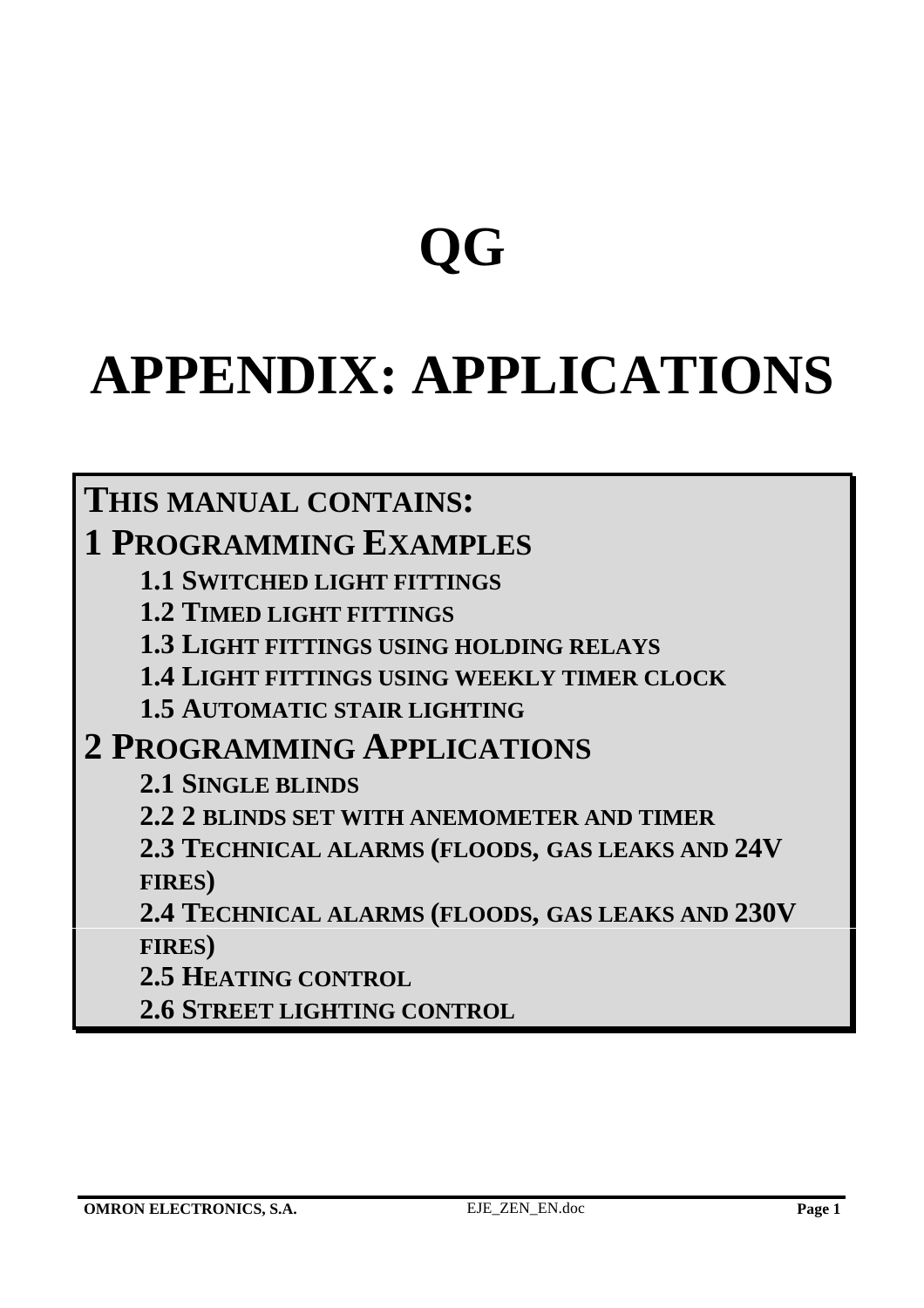# QG

# APPENDIX: APPLICATIONS

**THIS MANUAL CONTAINS:**

**1 PROGRAMMING EXAMPLES**

- **1.1 SWITCHED LIGHT FITTINGS**
- **1.2 TIMED LIGHT FITTINGS**
- **1.3 LIGHT FITTINGS USING HOLDING RELAYS**
- **1.4 LIGHT FITTINGS USING WEEKLY TIMER CLOCK**
- **1.5 AUTOMATIC STAIR LIGHTING**

**2 PROGRAMMING APPLICATIONS**

- **2.1 SINGLE BLINDS**
- **2.2 2 BLINDS SET WITH ANEMOMETER AND TIMER**
- **2.3 TECHNICAL ALARMS (FLOODS, GAS LEAKS AND 24V FIRES)**
- **2.4 TECHNICAL ALARMS (FLOODS, GAS LEAKS AND 230V FIRES)**
- **2.5 HEATING CONTROL**
- **2.6 STREET LIGHTING CONTROL**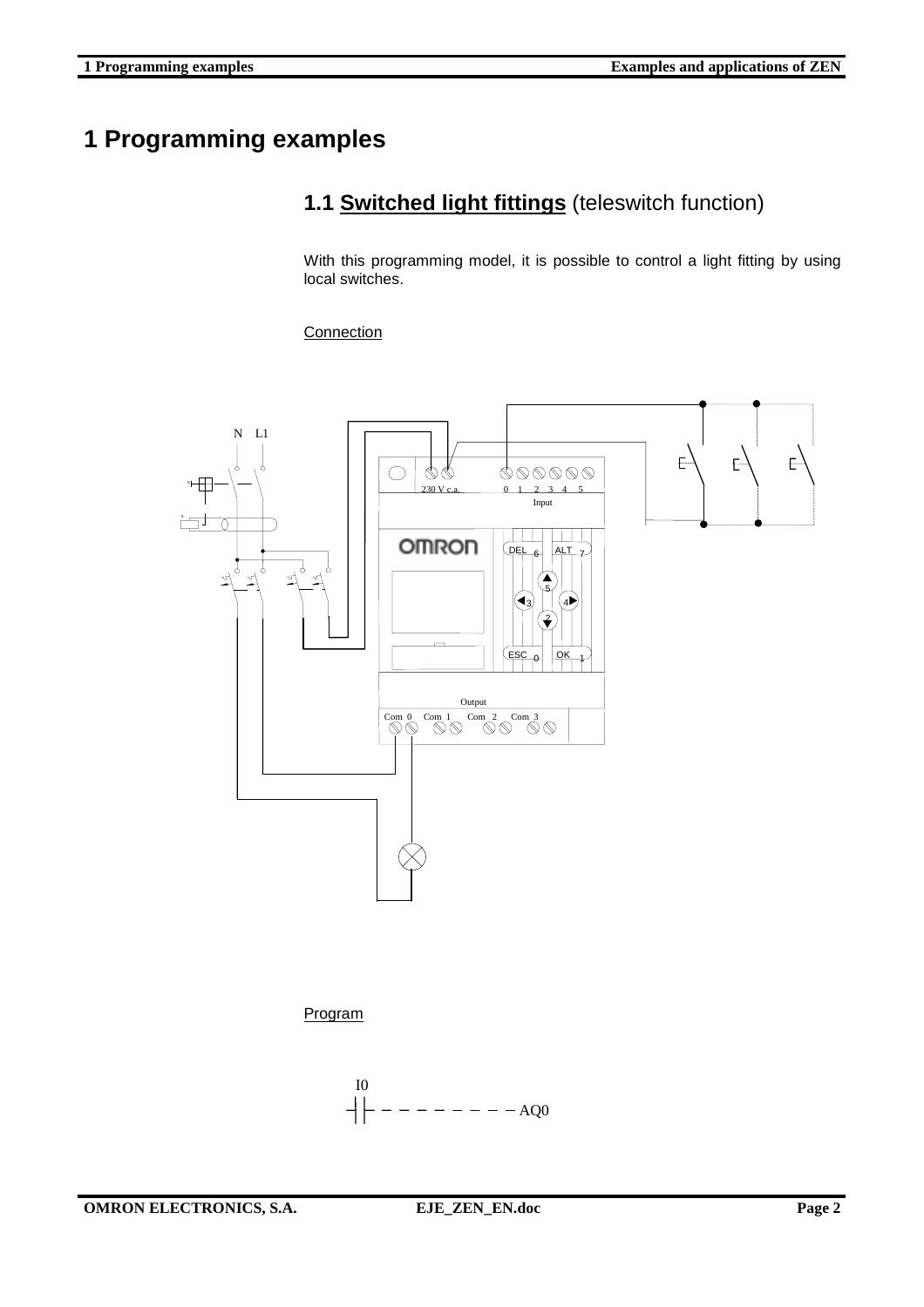# 1 Programming examples

## 1.1 **Switched light fittings** (teleswitch function)

With this programming model, it is possible to control a light fitting by using local switches.

Connection

N L1

230 V c.a. 0 1 2 3 4 5

Input

DEL 6 ALT 7

5

3 4

2

ESC 0 OK 1

Output

Com 0 Com 1 Com 2 Com 3

Program

```
I0
┤├ - - - - - - - - AQ0
```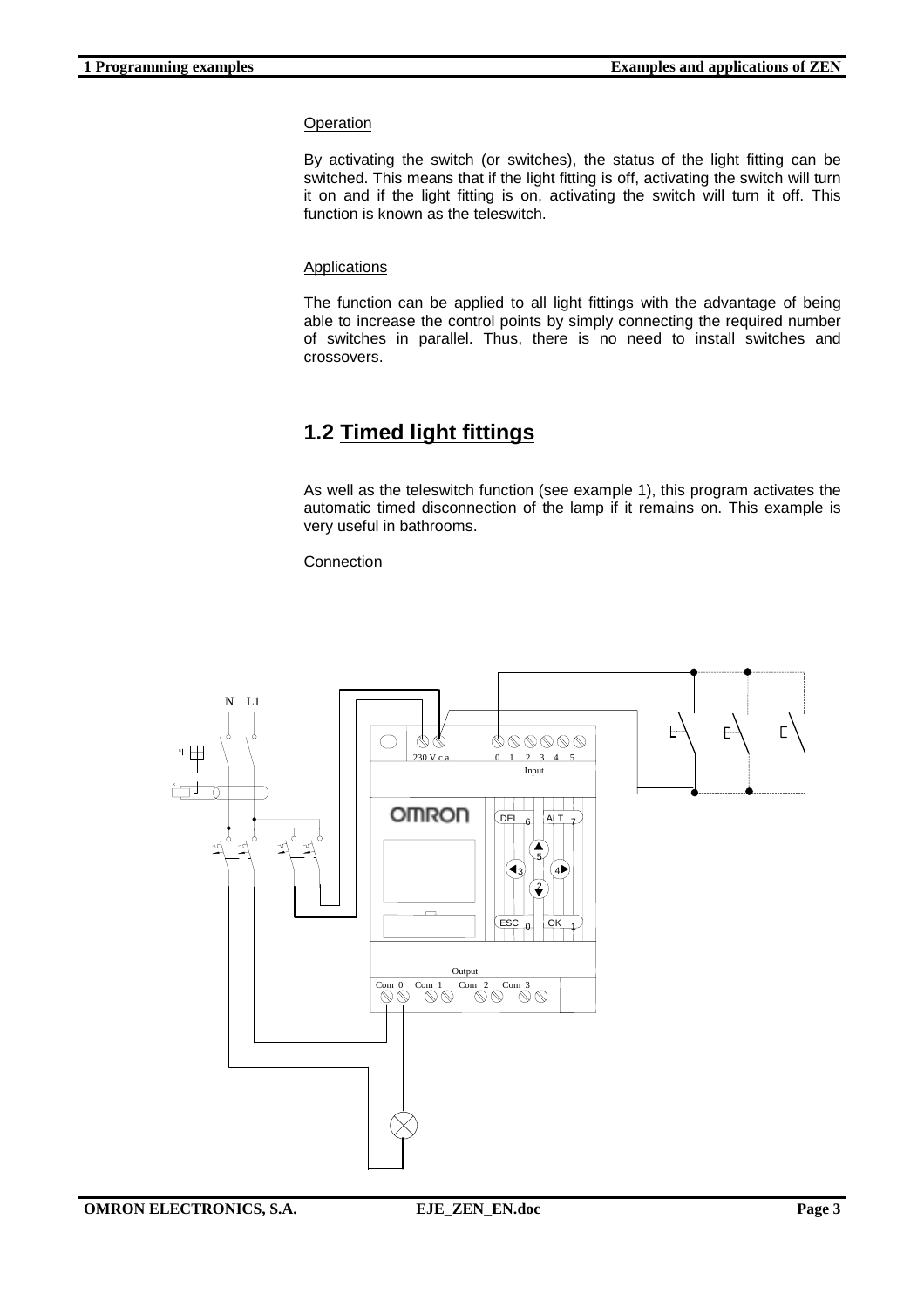Operation

By activating the switch (or switches), the status of the light fitting can be switched. This means that if the light fitting is off, activating the switch will turn it on and if the light fitting is on, activating the switch will turn it off. This function is known as the teleswitch.

Applications

The function can be applied to all light fittings with the advantage of being able to increase the control points by simply connecting the required number of switches in parallel. Thus, there is no need to install switches and crossovers.

## 1.2 Timed light fittings

As well as the teleswitch function (see example 1), this program activates the automatic timed disconnection of the lamp if it remains on. This example is very useful in bathrooms.

Connection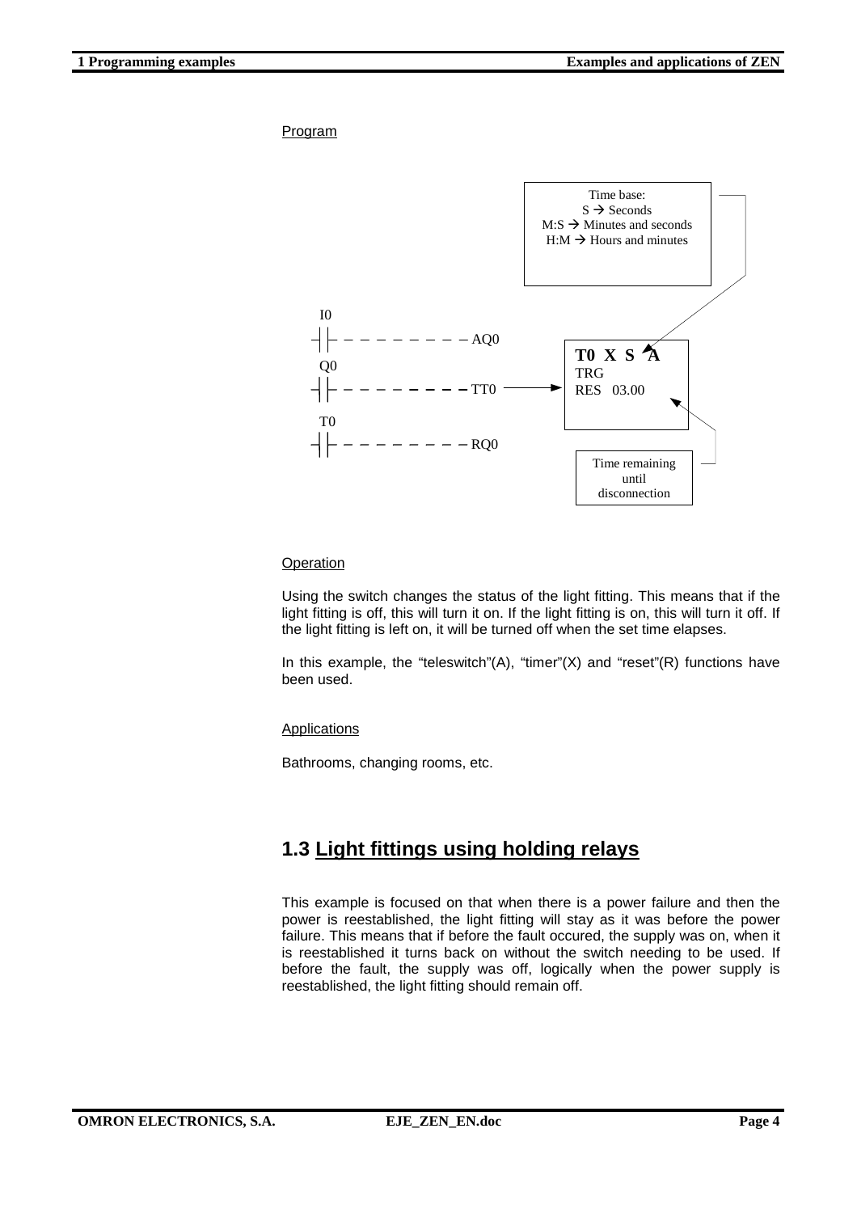Program

```
 I0
─┤├─ ─ ─ ─ ─ ─ ─ ─ ─ AQ0
 Q0
─┤├─ ─ ─ ─ ─ ─ ─ ─ ─ TT0  ──►  T0 X S A
 T0                            TRG
─┤├─ ─ ─ ─ ─ ─ ─ ─ ─ RQ0       RES  03.00
```

Time base:
S → Seconds
M:S → Minutes and seconds
H:M → Hours and minutes

Time remaining until disconnection

Operation

Using the switch changes the status of the light fitting. This means that if the light fitting is off, this will turn it on. If the light fitting is on, this will turn it off. If the light fitting is left on, it will be turned off when the set time elapses.

In this example, the "teleswitch"(A), "timer"(X) and "reset"(R) functions have been used.

Applications

Bathrooms, changing rooms, etc.

## 1.3 Light fittings using holding relays

This example is focused on that when there is a power failure and then the power is reestablished, the light fitting will stay as it was before the power failure. This means that if before the fault occured, the supply was on, when it is reestablished it turns back on without the switch needing to be used. If before the fault, the supply was off, logically when the power supply is reestablished, the light fitting should remain off.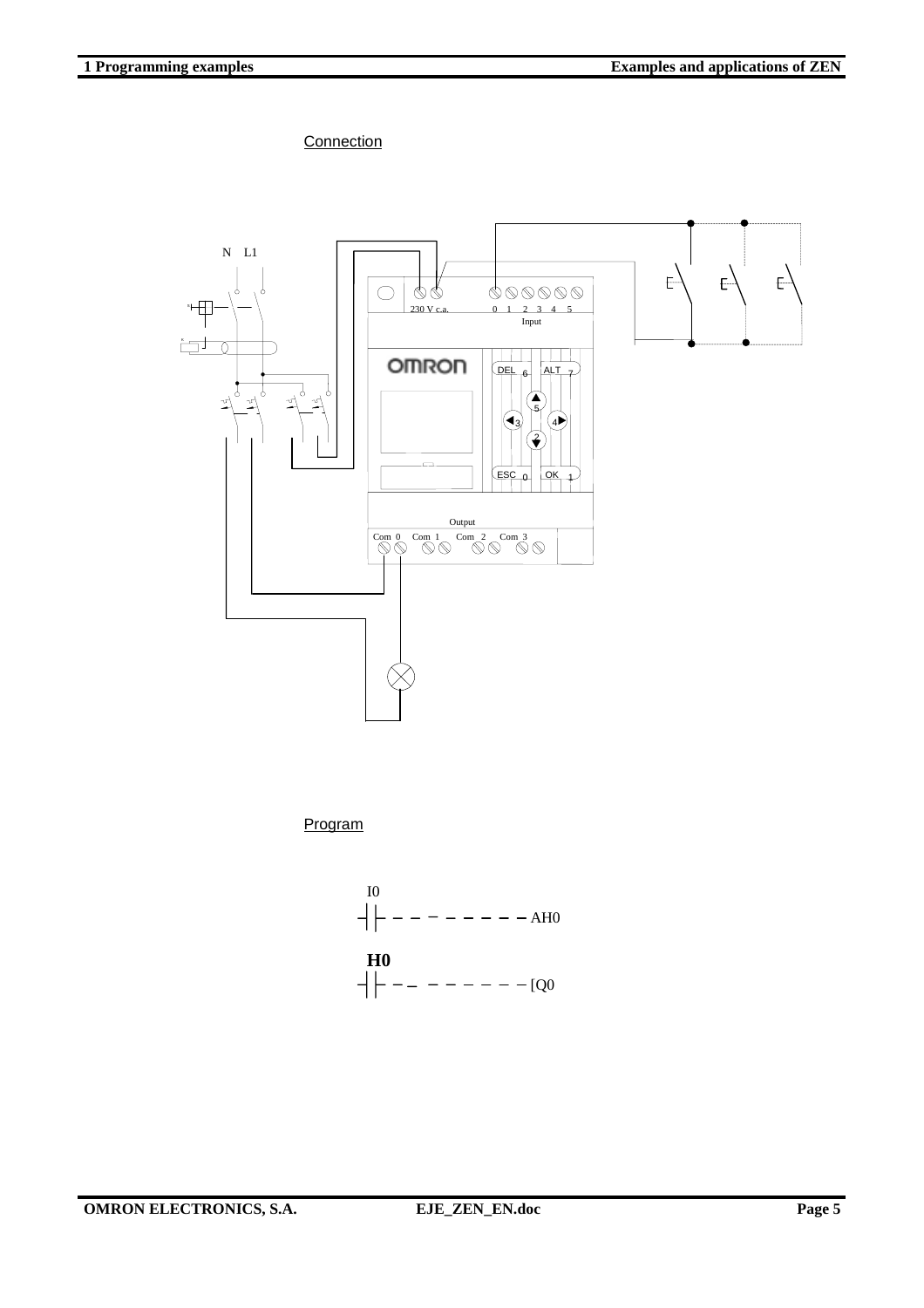Connection

N L1

230 V c.a.

0 1 2 3 4 5

Input

OMRON

DEL 6 ALT 7

5

3 4

2

ESC 0 OK 1

Output

Com 0 Com 1 Com 2 Com 3

Program

```
I0
-| |- - - - - - - - - AH0

H0
-| |- - - - - - - - - [Q0
```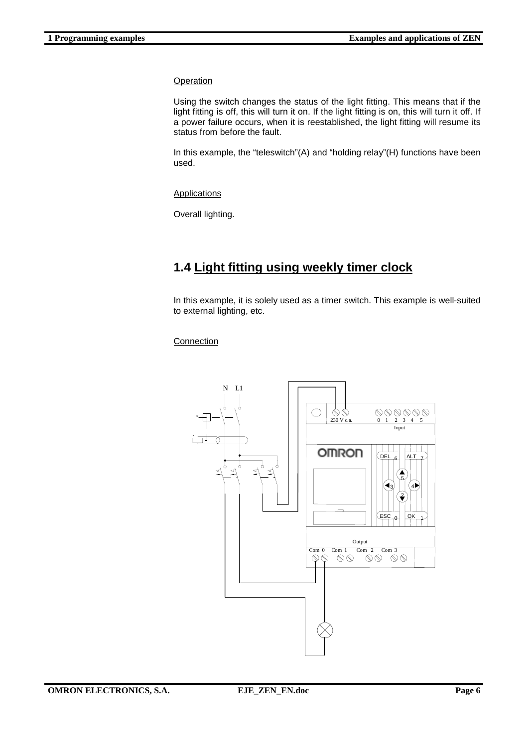Operation

Using the switch changes the status of the light fitting. This means that if the light fitting is off, this will turn it on. If the light fitting is on, this will turn it off. If a power failure occurs, when it is reestablished, the light fitting will resume its status from before the fault.

In this example, the “teleswitch”(A) and “holding relay”(H) functions have been used.

Applications

Overall lighting.

## 1.4 Light fitting using weekly timer clock

In this example, it is solely used as a timer switch. This example is well-suited to external lighting, etc.

Connection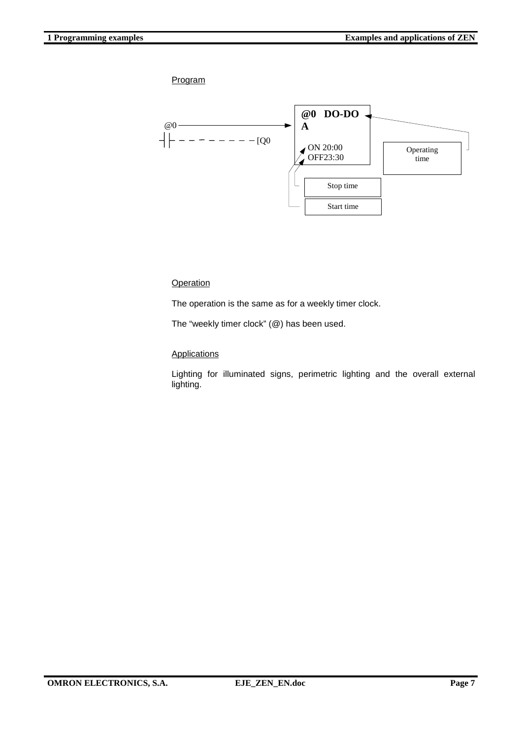Program

```
@0 ──────────────────►  ┌─────────────┐
─┤├ ─ ─ ─ ─ ─ ─ ─ ─ [Q0  │ @0   DO-DO  │◄── Operating time
                         │ A           │
                         │ ON 20:00    │◄── Start time
                         │ OFF23:30    │◄── Stop time
                         └─────────────┘
```

Operation

The operation is the same as for a weekly timer clock.

The “weekly timer clock” (@) has been used.

Applications

Lighting for illuminated signs, perimetric lighting and the overall external lighting.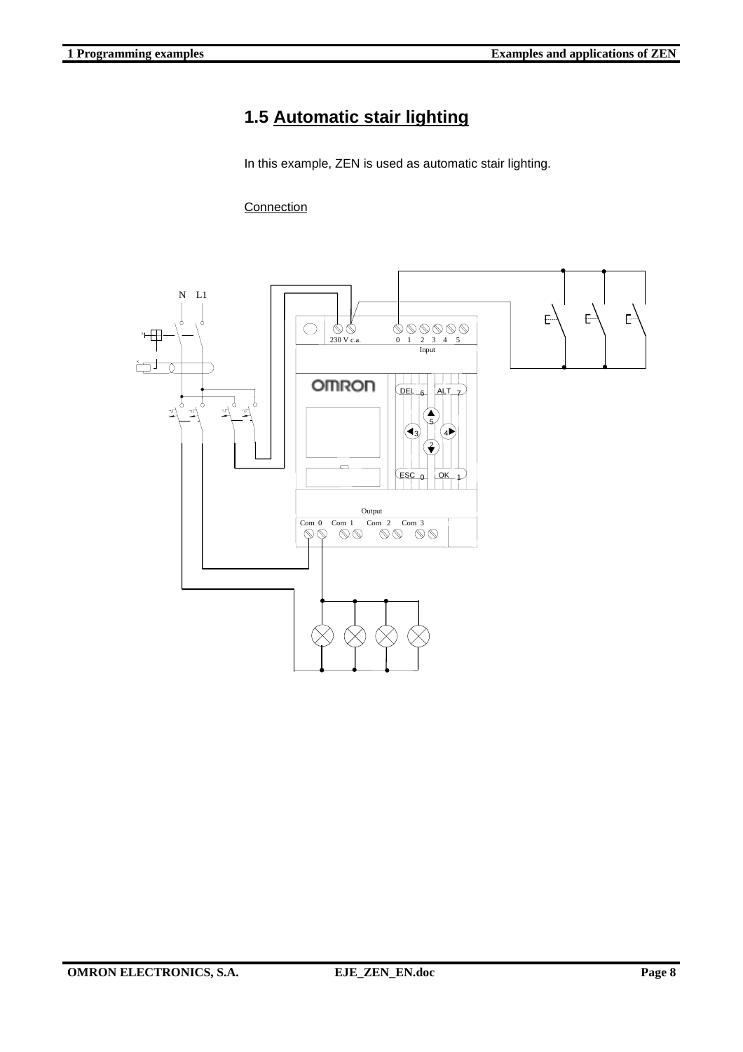# 1.5 Automatic stair lighting

In this example, ZEN is used as automatic stair lighting.

Connection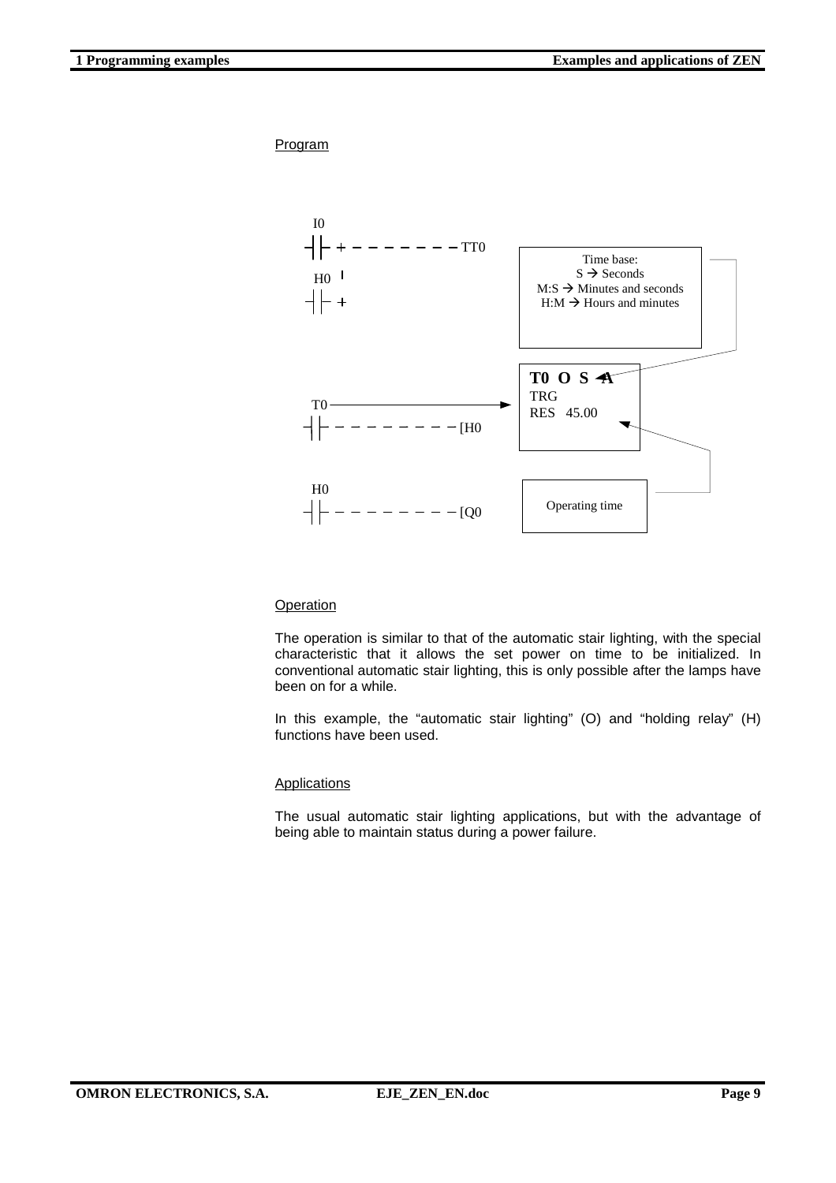Program

```
I0
-| |-+- - - - - - - -TT0
H0  |
-| |-+

T0
-| |- - - - - - - - - -[H0

H0
-| |- - - - - - - - - -[Q0
```

Time base:
S → Seconds
M:S → Minutes and seconds
H:M → Hours and minutes

**T0 O S A**
TRG
RES 45.00

Operating time

Operation

The operation is similar to that of the automatic stair lighting, with the special characteristic that it allows the set power on time to be initialized. In conventional automatic stair lighting, this is only possible after the lamps have been on for a while.

In this example, the "automatic stair lighting" (O) and "holding relay" (H) functions have been used.

Applications

The usual automatic stair lighting applications, but with the advantage of being able to maintain status during a power failure.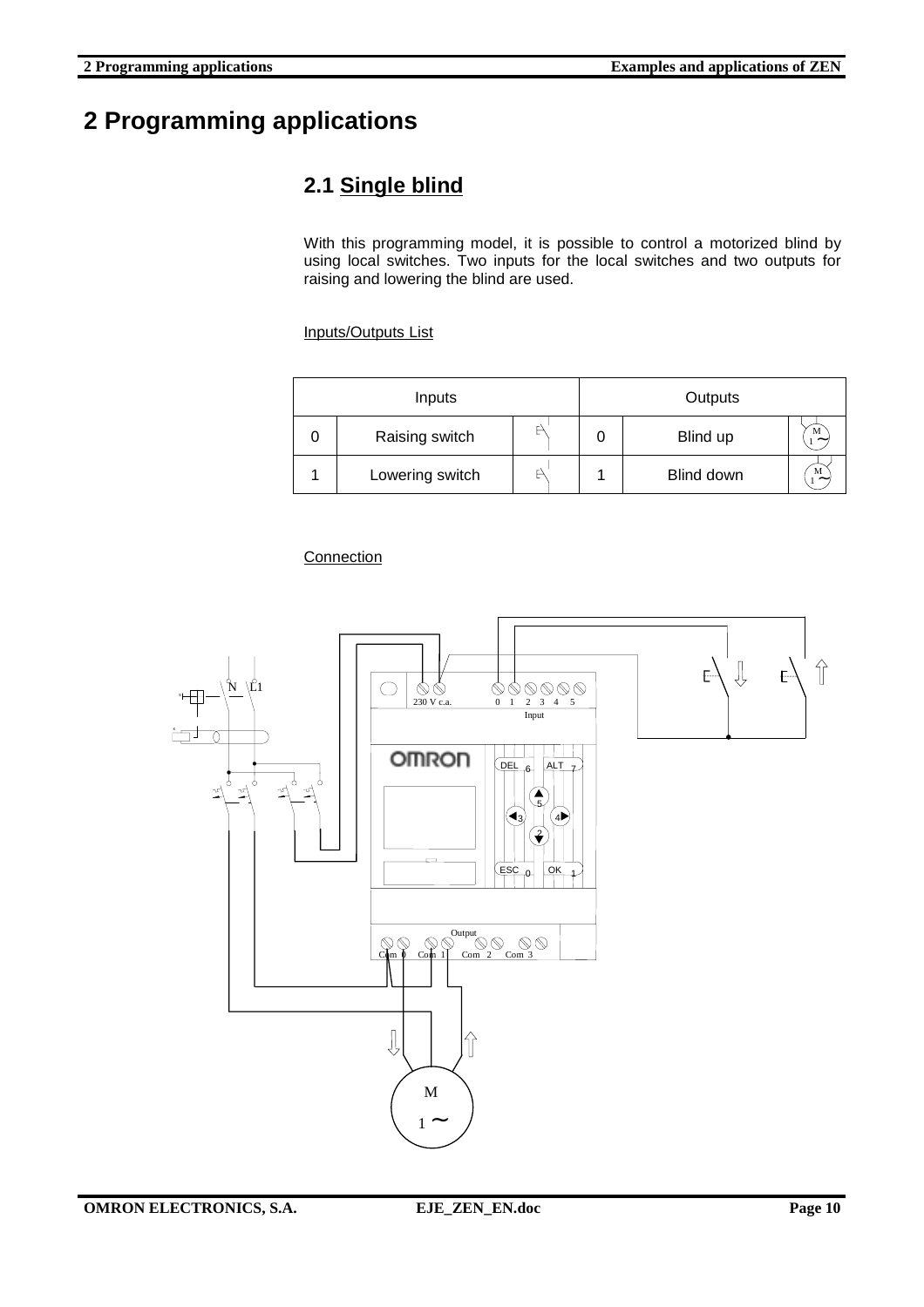# 2 Programming applications

## 2.1 Single blind

With this programming model, it is possible to control a motorized blind by using local switches. Two inputs for the local switches and two outputs for raising and lowering the blind are used.

Inputs/Outputs List

| Inputs | | | Outputs | | |
|---|---|---|---|---|---|
| 0 | Raising switch | | 0 | Blind up | |
| 1 | Lowering switch | | 1 | Blind down | |

Connection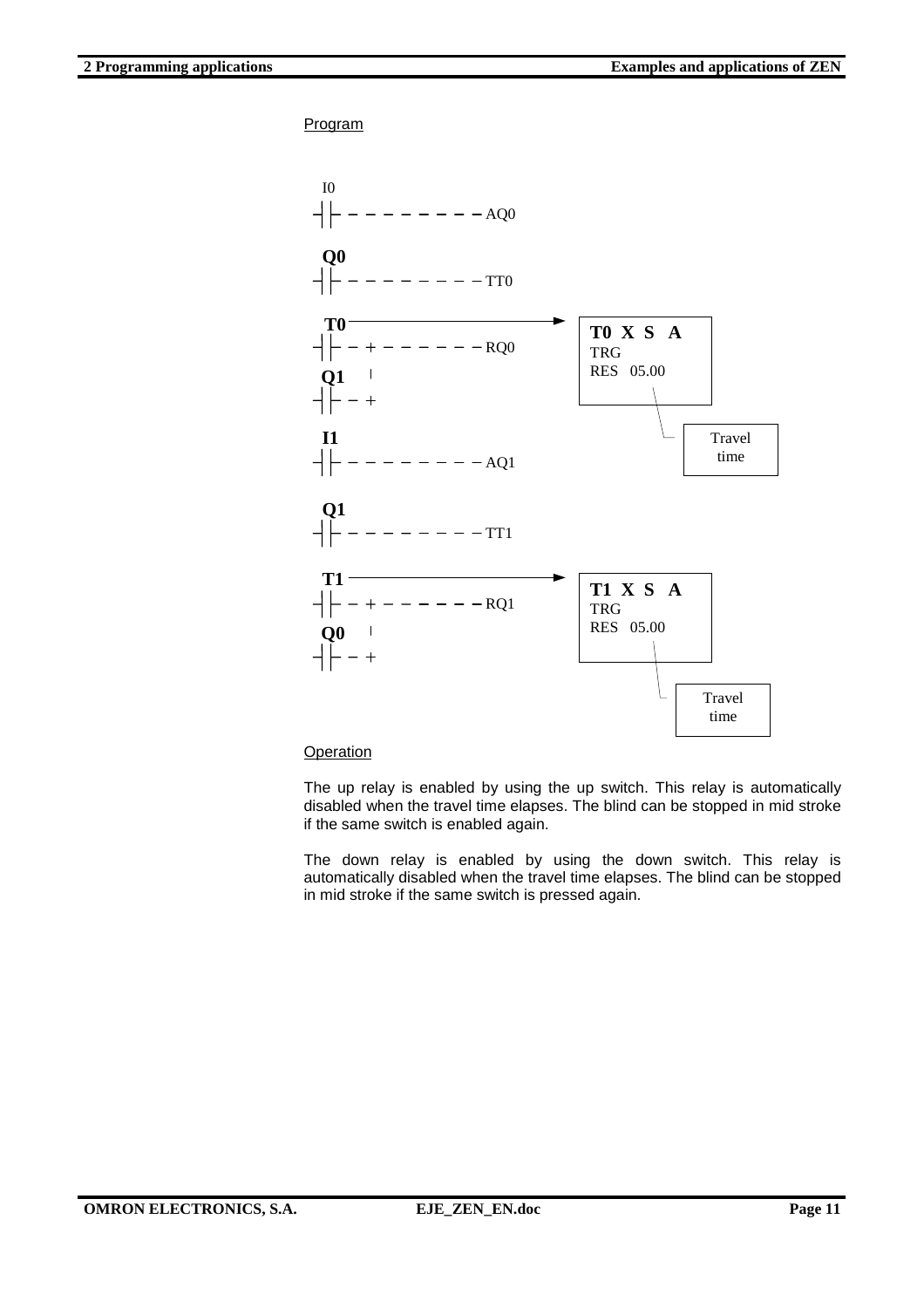Program

```
 I0
─┤├─ ─ ─ ─ ─ ─ ─ ─ ─AQ0

 Q0
─┤├─ ─ ─ ─ ─ ─ ─ ─ ─TT0

 T0 ──────────────────────────►  ┌─────────────┐
─┤├─ ─ + ─ ─ ─ ─ ─ ─RQ0          │ T0  X  S  A │
 Q1    |                         │ TRG         │
─┤├─ ─ +                         │ RES  05.00  │
                                 └─────────────┘
                                        └── Travel time
 I1
─┤├─ ─ ─ ─ ─ ─ ─ ─ ─AQ1

 Q1
─┤├─ ─ ─ ─ ─ ─ ─ ─ ─TT1

 T1 ──────────────────────────►  ┌─────────────┐
─┤├─ ─ + ─ ─ ─ ─ ─ ─RQ1          │ T1  X  S  A │
 Q0    |                         │ TRG         │
─┤├─ ─ +                         │ RES  05.00  │
                                 └─────────────┘
                                        └── Travel time
```

Operation

The up relay is enabled by using the up switch. This relay is automatically disabled when the travel time elapses. The blind can be stopped in mid stroke if the same switch is enabled again.

The down relay is enabled by using the down switch. This relay is automatically disabled when the travel time elapses. The blind can be stopped in mid stroke if the same switch is pressed again.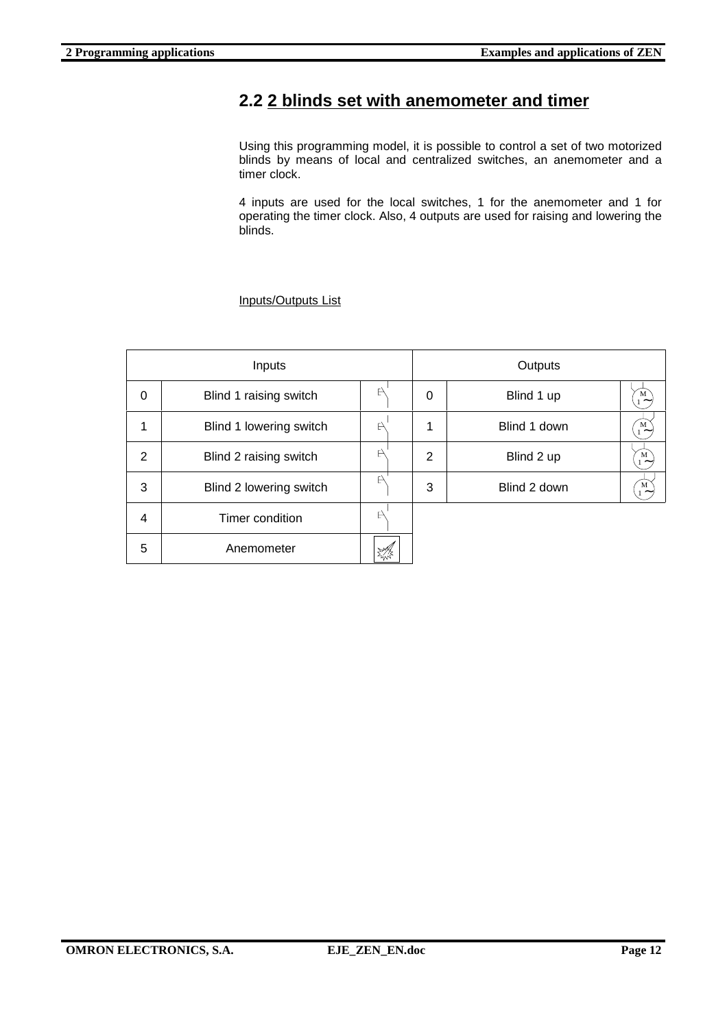## 2.2 2 blinds set with anemometer and timer

Using this programming model, it is possible to control a set of two motorized blinds by means of local and centralized switches, an anemometer and a timer clock.

4 inputs are used for the local switches, 1 for the anemometer and 1 for operating the timer clock. Also, 4 outputs are used for raising and lowering the blinds.

Inputs/Outputs List

| Inputs | | | Outputs | | |
|---|---|---|---|---|---|
| 0 | Blind 1 raising switch | | 0 | Blind 1 up | |
| 1 | Blind 1 lowering switch | | 1 | Blind 1 down | |
| 2 | Blind 2 raising switch | | 2 | Blind 2 up | |
| 3 | Blind 2 lowering switch | | 3 | Blind 2 down | |
| 4 | Timer condition | | | | |
| 5 | Anemometer | | | | |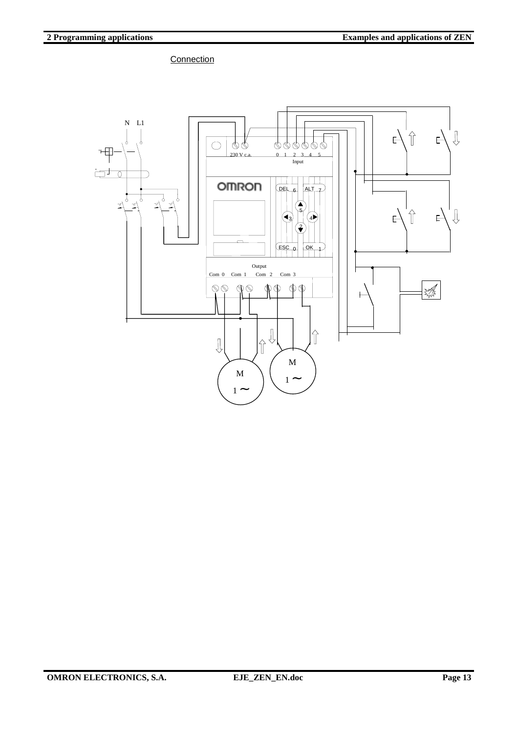Connection

N L1

230 V c.a.

0 1 2 3 4 5

Input

DEL 6 ALT 7

5

3 4

2

ESC 0 OK 1

Output

Com 0 Com 1 Com 2 Com 3

M

1 ~

M

1 ~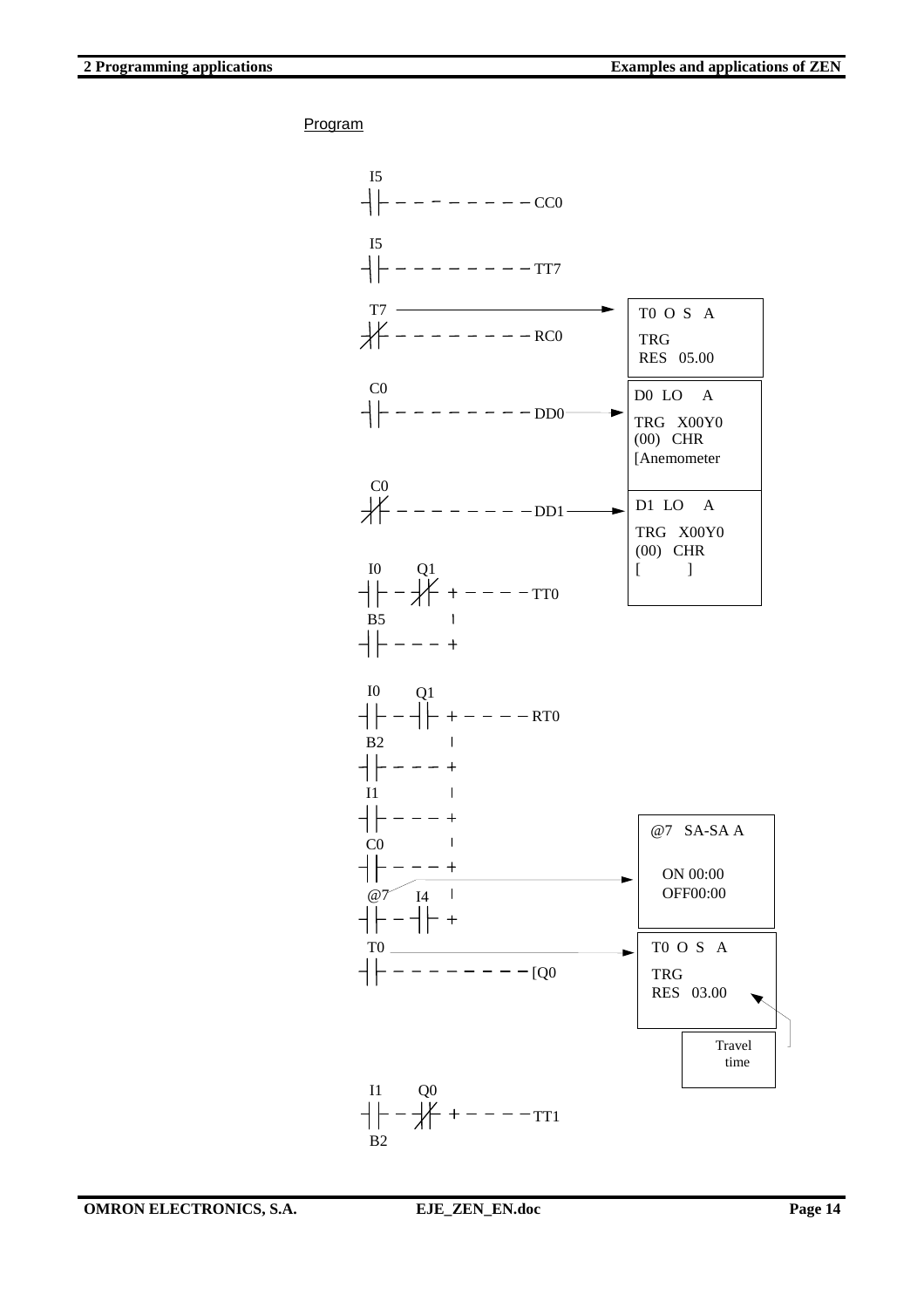Program

```
I5
-| |- - - - - - - - - - CC0

I5
-| |- - - - - - - - - - TT7

T7                                   T0  O S  A
-|/|- - - - - - - - - - RC0          TRG
                                     RES  05.00

C0                                   D0  LO    A
-| |- - - - - - - - - - DD0 ------>  TRG  X00Y0
                                     (00)  CHR
                                     [Anemometer

C0                                   D1  LO    A
-|/|- - - - - - - - - - DD1 ------>  TRG  X00Y0
                                     (00)  CHR
I0     Q1                            [         ]
-| |- -|/|- + - - - - TT0
B5          |
-| |- - - -+

I0     Q1
-| |- -| |- + - - - - RT0
B2          |
-| |- - - -+
I1          |
-| |- - - -+                         @7  SA-SA A
C0          |
-| |- - - -+                           ON 00:00
@7     I4   |                          OFF00:00
-| |- -| |- +
T0                                   T0  O S  A
-| |- - - - - - - - - - [Q0          TRG
                                     RES  03.00   <-- Travel time

I1     Q0
-| |- -|/|- + - - - - TT1
B2
```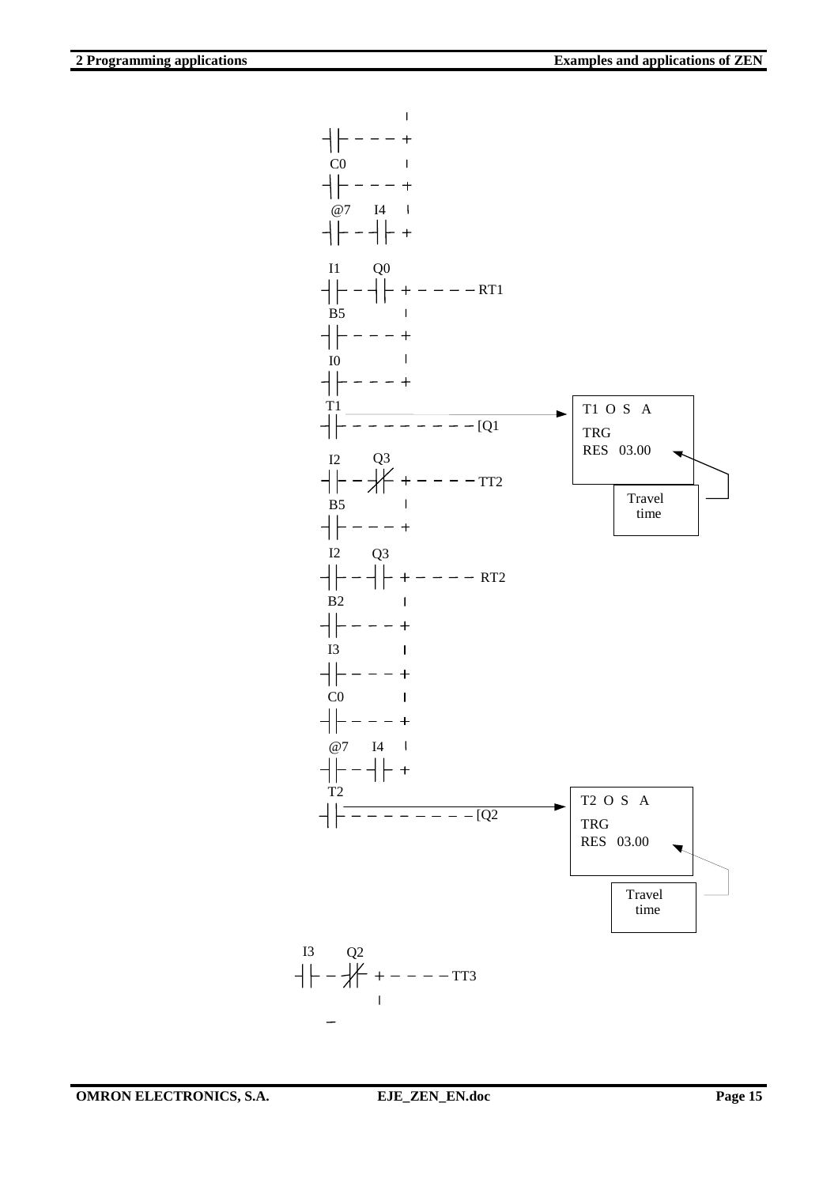```
┤├ - - - +
C0       |
┤├ - - - +
@7   I4  |
┤├ - ┤├ +

I1   Q0
┤├ - ┤├ + - - - - RT1
B5       |
┤├ - - - +
I0       |
┤├ - - - +
T1
┤├ - - - - - - - - [Q1

I2   Q3
┤├ - ┤/├ + - - - - TT2
B5       |
┤├ - - - +

I2   Q3
┤├ - ┤├ + - - - - RT2
B2       |
┤├ - - - +
I3       |
┤├ - - - +
C0       |
┤├ - - - +
@7   I4  |
┤├ - ┤├ +
T2
┤├ - - - - - - - - [Q2

I3   Q2
┤├ - ┤/├ + - - - - TT3
         |
```

| T1 O S A |
|---|
| TRG |
| RES 03.00 |

Travel time

| T2 O S A |
|---|
| TRG |
| RES 03.00 |

Travel time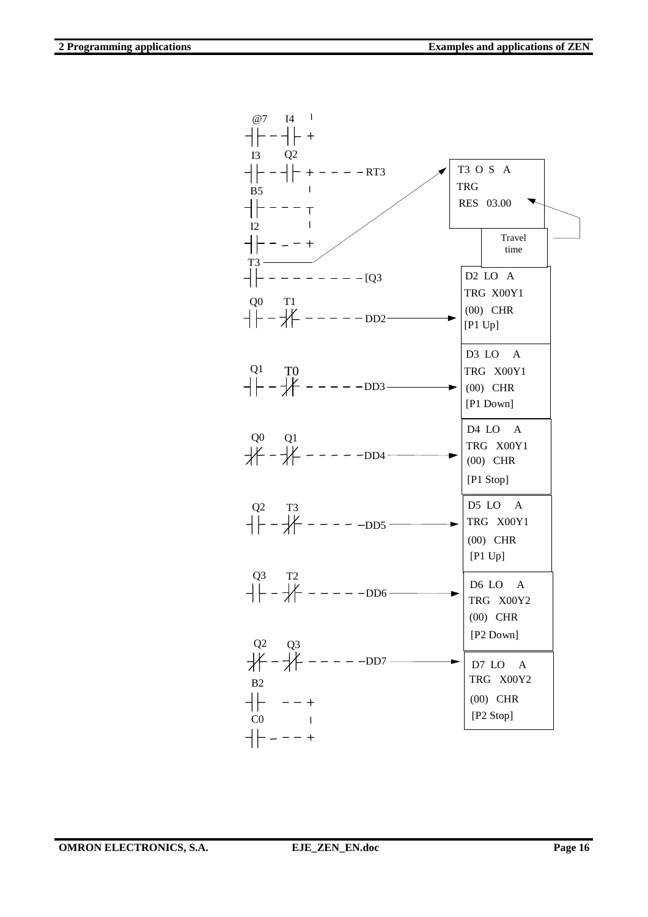```
@7     I4
─┤├──┤├──┬
I3     Q2 │
─┤├──┤├──┼──────RT3          T3  O S  A
B5        │                  TRG
─┤├───────┤                  RES  03.00   (Travel time)
I2        │
─┤├───────┘
T3
─┤├──────────────[Q3         D2  LO  A
                             TRG  X00Y1
Q0     T1                    (00)  CHR
─┤├──┤/├─────────DD2 ──────► [P1 Up]

                             D3  LO  A
Q1     T0                    TRG  X00Y1
─┤├──┤/├─────────DD3 ──────► (00)  CHR
                             [P1 Down]

Q0     Q1                    D4  LO  A
─┤/├──┤/├────────DD4 ──────► TRG  X00Y1
                             (00)  CHR
                             [P1 Stop]

Q2     T3                    D5  LO  A
─┤├──┤/├─────────DD5 ──────► TRG  X00Y1
                             (00)  CHR
                             [P1 Up]

Q3     T2                    D6  LO  A
─┤├──┤/├─────────DD6 ──────► TRG  X00Y2
                             (00)  CHR
                             [P2 Down]

Q2     Q3                    D7  LO  A
─┤/├──┤/├────────DD7 ──────► TRG  X00Y2
B2        │                  (00)  CHR
─┤├───────┤                  [P2 Stop]
C0        │
─┤├───────┘
```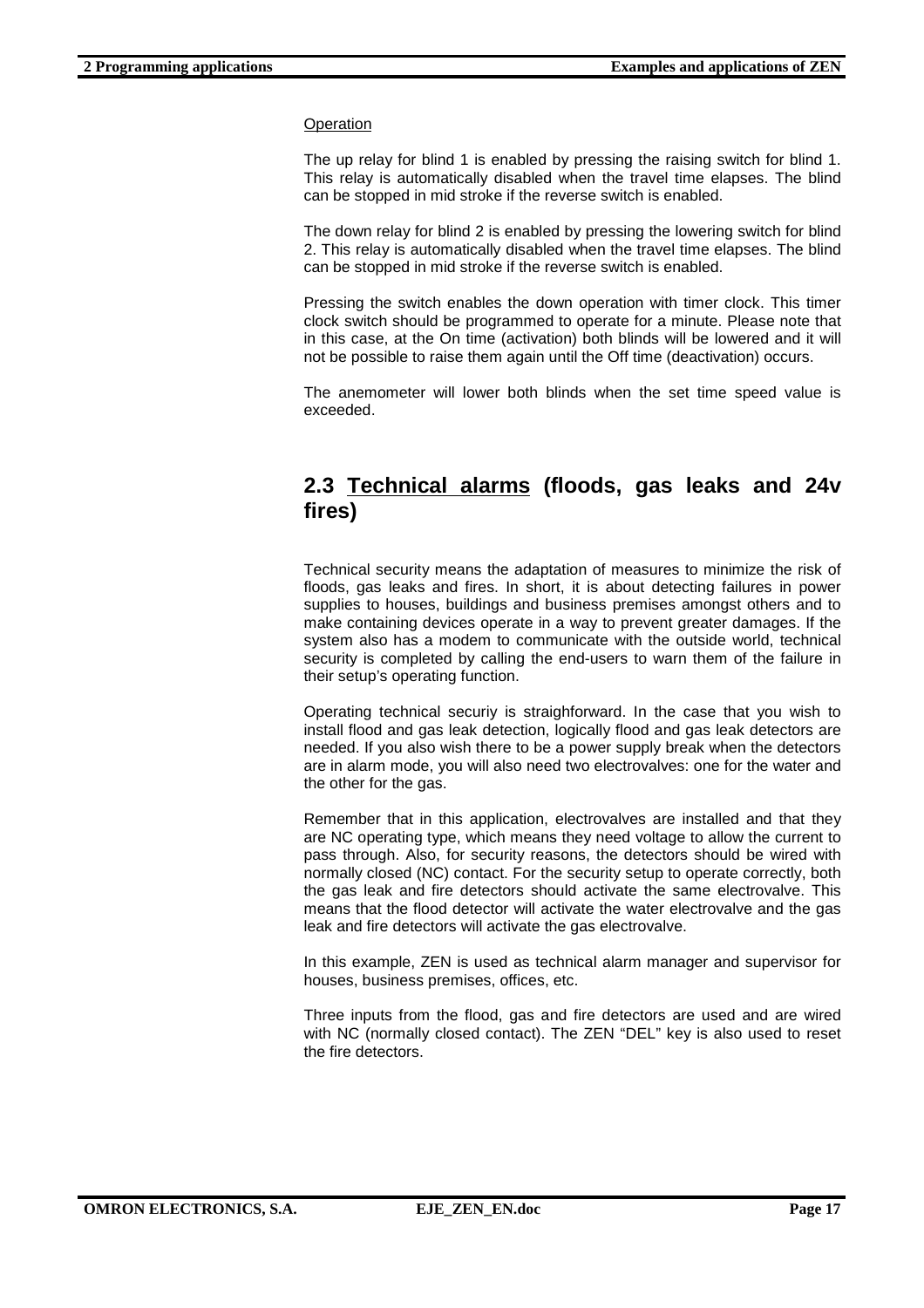Operation

The up relay for blind 1 is enabled by pressing the raising switch for blind 1. This relay is automatically disabled when the travel time elapses. The blind can be stopped in mid stroke if the reverse switch is enabled.

The down relay for blind 2 is enabled by pressing the lowering switch for blind 2. This relay is automatically disabled when the travel time elapses. The blind can be stopped in mid stroke if the reverse switch is enabled.

Pressing the switch enables the down operation with timer clock. This timer clock switch should be programmed to operate for a minute. Please note that in this case, at the On time (activation) both blinds will be lowered and it will not be possible to raise them again until the Off time (deactivation) occurs.

The anemometer will lower both blinds when the set time speed value is exceeded.

## 2.3 Technical alarms (floods, gas leaks and 24v fires)

Technical security means the adaptation of measures to minimize the risk of floods, gas leaks and fires. In short, it is about detecting failures in power supplies to houses, buildings and business premises amongst others and to make containing devices operate in a way to prevent greater damages. If the system also has a modem to communicate with the outside world, technical security is completed by calling the end-users to warn them of the failure in their setup's operating function.

Operating technical securiy is straighforward. In the case that you wish to install flood and gas leak detection, logically flood and gas leak detectors are needed. If you also wish there to be a power supply break when the detectors are in alarm mode, you will also need two electrovalves: one for the water and the other for the gas.

Remember that in this application, electrovalves are installed and that they are NC operating type, which means they need voltage to allow the current to pass through. Also, for security reasons, the detectors should be wired with normally closed (NC) contact. For the security setup to operate correctly, both the gas leak and fire detectors should activate the same electrovalve. This means that the flood detector will activate the water electrovalve and the gas leak and fire detectors will activate the gas electrovalve.

In this example, ZEN is used as technical alarm manager and supervisor for houses, business premises, offices, etc.

Three inputs from the flood, gas and fire detectors are used and are wired with NC (normally closed contact). The ZEN "DEL" key is also used to reset the fire detectors.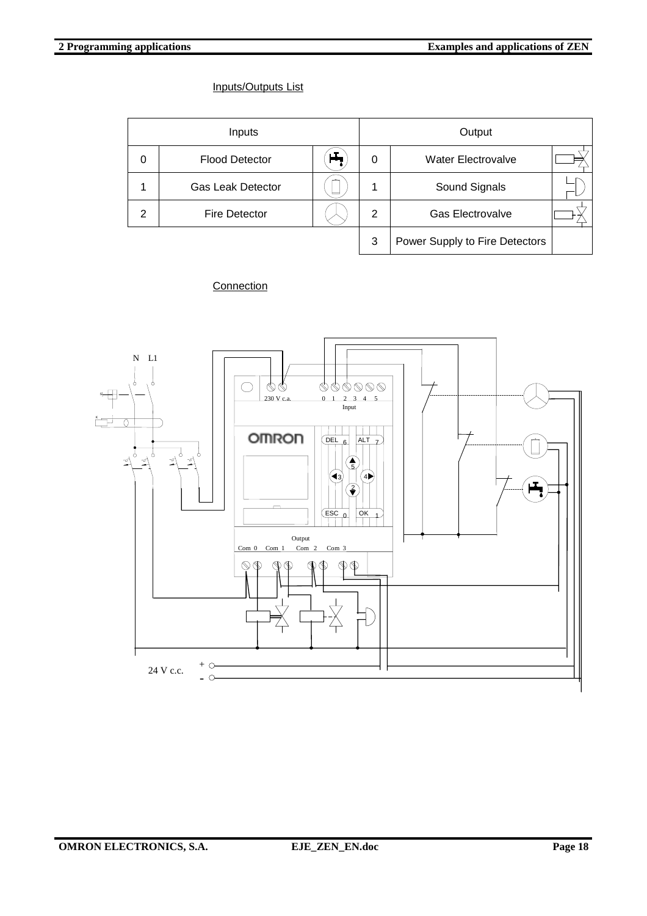Inputs/Outputs List

| Inputs | | | Output | | |
|---|---|---|---|---|---|
| 0 | Flood Detector | | 0 | Water Electrovalve | |
| 1 | Gas Leak Detector | | 1 | Sound Signals | |
| 2 | Fire Detector | | 2 | Gas Electrovalve | |
| | | | 3 | Power Supply to Fire Detectors | |

Connection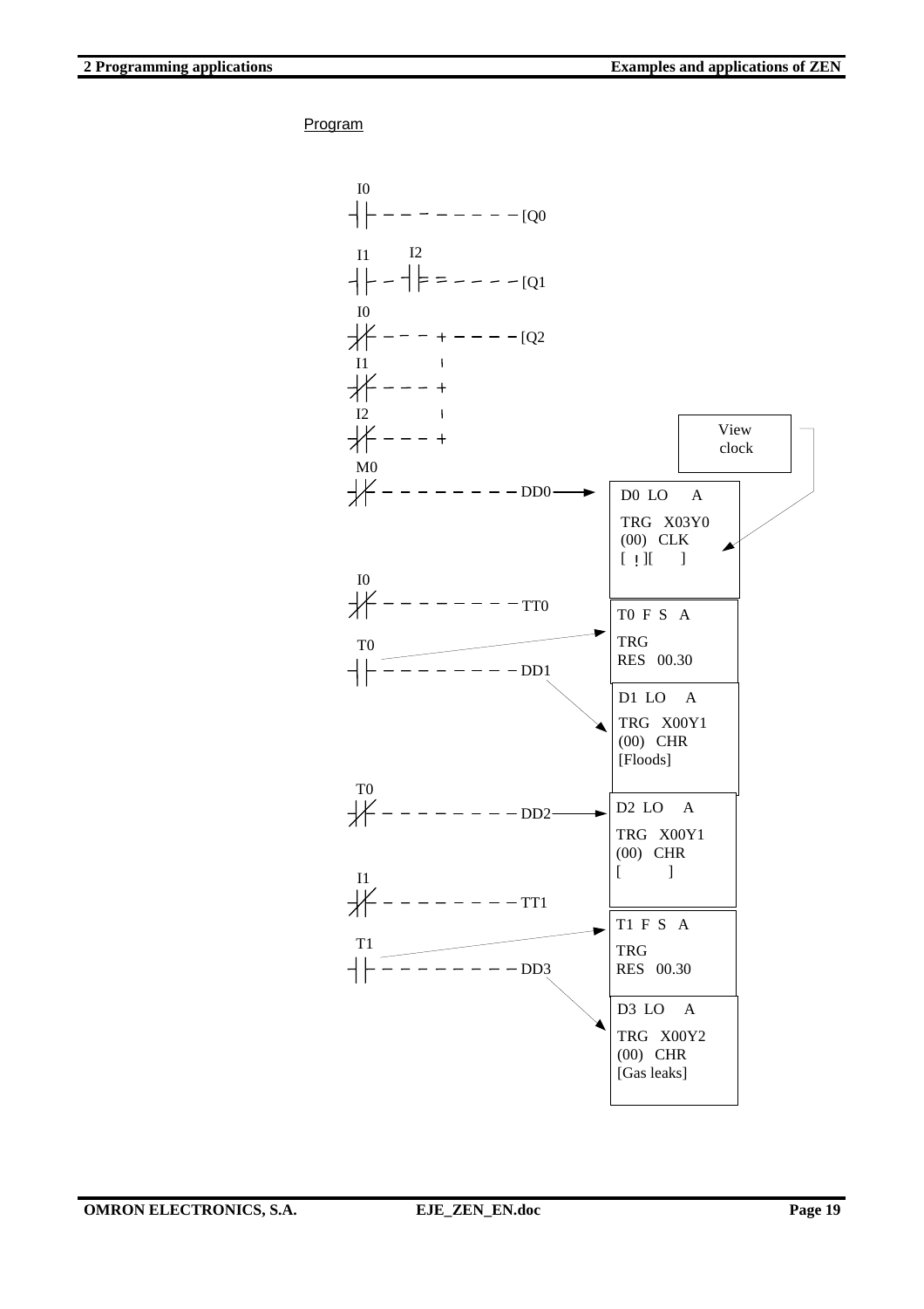Program

```
I0
-| |-----------------[Q0

I1      I2
-| |---| |-----------[Q1

I0
-|/|--------+--------[Q2
I1          |
-|/|--------+
I2          |
-|/|--------+

M0
-|/|-----------------DD0  -->  D0 LO   A
                               TRG  X03Y0
                               (00)  CLK
                               [ ! ][     ]      <-- View clock

I0
-|/|-----------------TT0  -->  T0 F S  A
                               TRG
T0                             RES  00.30
-| |-----------------DD1  -->  D1 LO   A
                               TRG  X00Y1
                               (00)  CHR
                               [Floods]

T0
-|/|-----------------DD2  -->  D2 LO   A
                               TRG  X00Y1
                               (00)  CHR
                               [        ]

I1
-|/|-----------------TT1  -->  T1 F S  A
                               TRG
T1                             RES  00.30
-| |-----------------DD3  -->  D3 LO   A
                               TRG  X00Y2
                               (00)  CHR
                               [Gas leaks]
```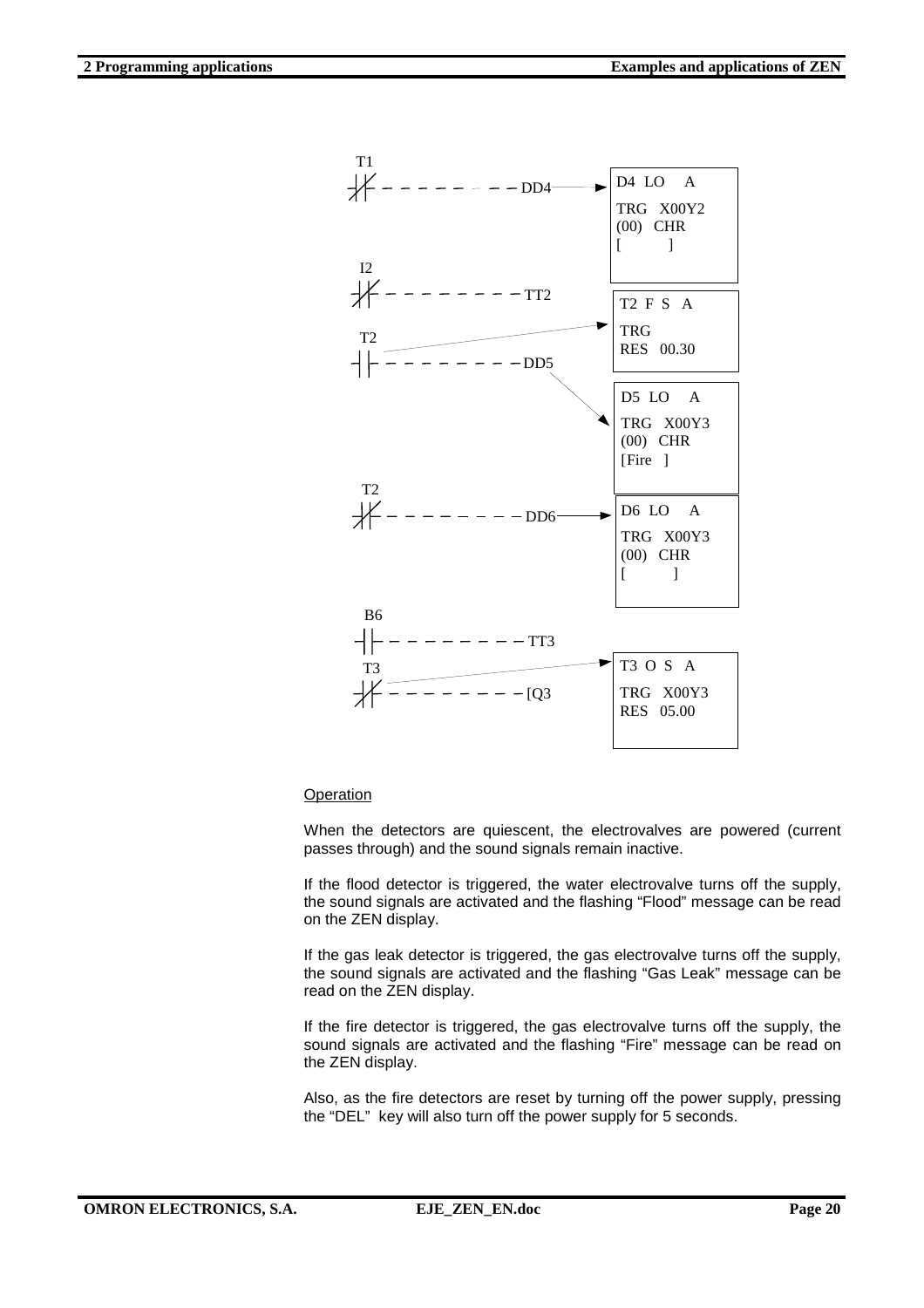```
T1
-|/|- - - - - - - - - DD4 ----------► D4  LO    A
                                      TRG   X00Y2
                                      (00)  CHR
                                      [          ]

I2
-|/|- - - - - - - - - TT2             T2  F  S   A
                                      TRG
T2                                    RES   00.30
-| |- - - - - - - - - DD5
                                      D5  LO    A
                                      TRG   X00Y3
                                      (00)  CHR
                                      [Fire   ]
T2
-|/|- - - - - - - - - DD6 ----------► D6  LO    A
                                      TRG   X00Y3
                                      (00)  CHR
                                      [          ]

B6
-| |- - - - - - - - - TT3
T3                                    T3  O  S   A
-|/|- - - - - - - - - [Q3             TRG   X00Y3
                                      RES   05.00
```

<u>Operation</u>

When the detectors are quiescent, the electrovalves are powered (current passes through) and the sound signals remain inactive.

If the flood detector is triggered, the water electrovalve turns off the supply, the sound signals are activated and the flashing "Flood" message can be read on the ZEN display.

If the gas leak detector is triggered, the gas electrovalve turns off the supply, the sound signals are activated and the flashing "Gas Leak" message can be read on the ZEN display.

If the fire detector is triggered, the gas electrovalve turns off the supply, the sound signals are activated and the flashing "Fire" message can be read on the ZEN display.

Also, as the fire detectors are reset by turning off the power supply, pressing the "DEL" key will also turn off the power supply for 5 seconds.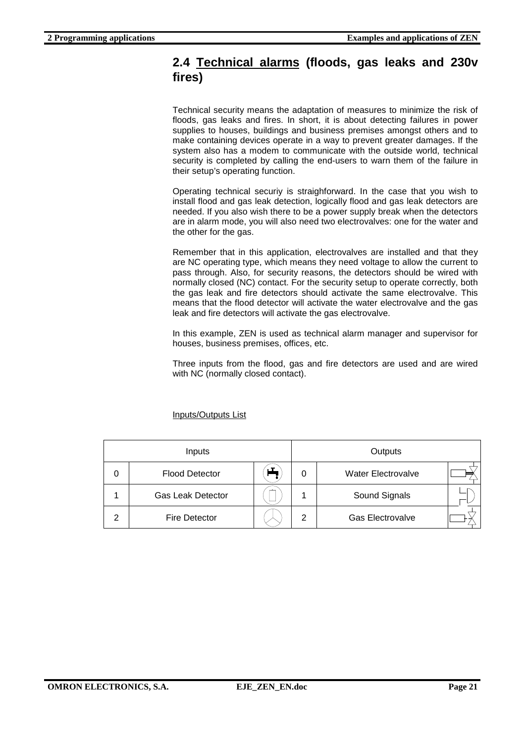## 2.4 <u>Technical alarms</u> (floods, gas leaks and 230v fires)

Technical security means the adaptation of measures to minimize the risk of floods, gas leaks and fires. In short, it is about detecting failures in power supplies to houses, buildings and business premises amongst others and to make containing devices operate in a way to prevent greater damages. If the system also has a modem to communicate with the outside world, technical security is completed by calling the end-users to warn them of the failure in their setup's operating function.

Operating technical securiy is straighforward. In the case that you wish to install flood and gas leak detection, logically flood and gas leak detectors are needed. If you also wish there to be a power supply break when the detectors are in alarm mode, you will also need two electrovalves: one for the water and the other for the gas.

Remember that in this application, electrovalves are installed and that they are NC operating type, which means they need voltage to allow the current to pass through. Also, for security reasons, the detectors should be wired with normally closed (NC) contact. For the security setup to operate correctly, both the gas leak and fire detectors should activate the same electrovalve. This means that the flood detector will activate the water electrovalve and the gas leak and fire detectors will activate the gas electrovalve.

In this example, ZEN is used as technical alarm manager and supervisor for houses, business premises, offices, etc.

Three inputs from the flood, gas and fire detectors are used and are wired with NC (normally closed contact).

<u>Inputs/Outputs List</u>

| Inputs | | | Outputs | | |
|---|---|---|---|---|---|
| 0 | Flood Detector | | 0 | Water Electrovalve | |
| 1 | Gas Leak Detector | | 1 | Sound Signals | |
| 2 | Fire Detector | | 2 | Gas Electrovalve | |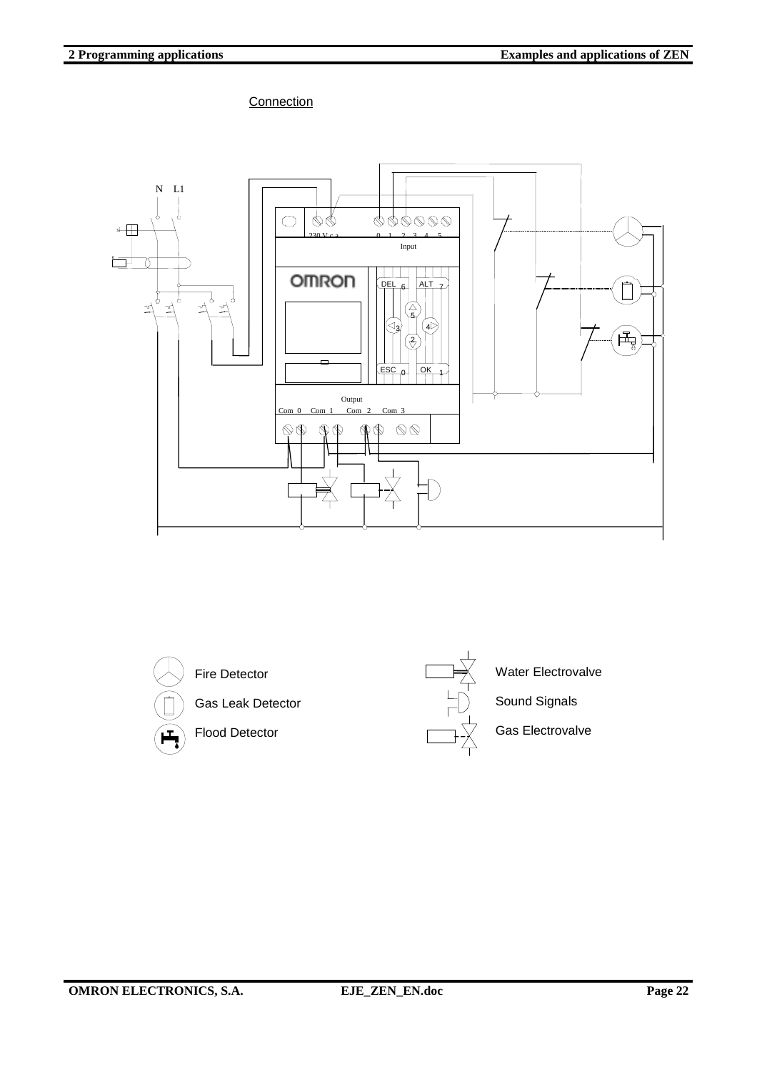Connection

N L1

230 V c.a. 0 1 2 3 4 5

Input

OMRON

DEL 6 ALT 7

5

3 4

2

ESC 0 OK 1

Output

Com 0 Com 1 Com 2 Com 3

Fire Detector

Gas Leak Detector

Flood Detector

Water Electrovalve

Sound Signals

Gas Electrovalve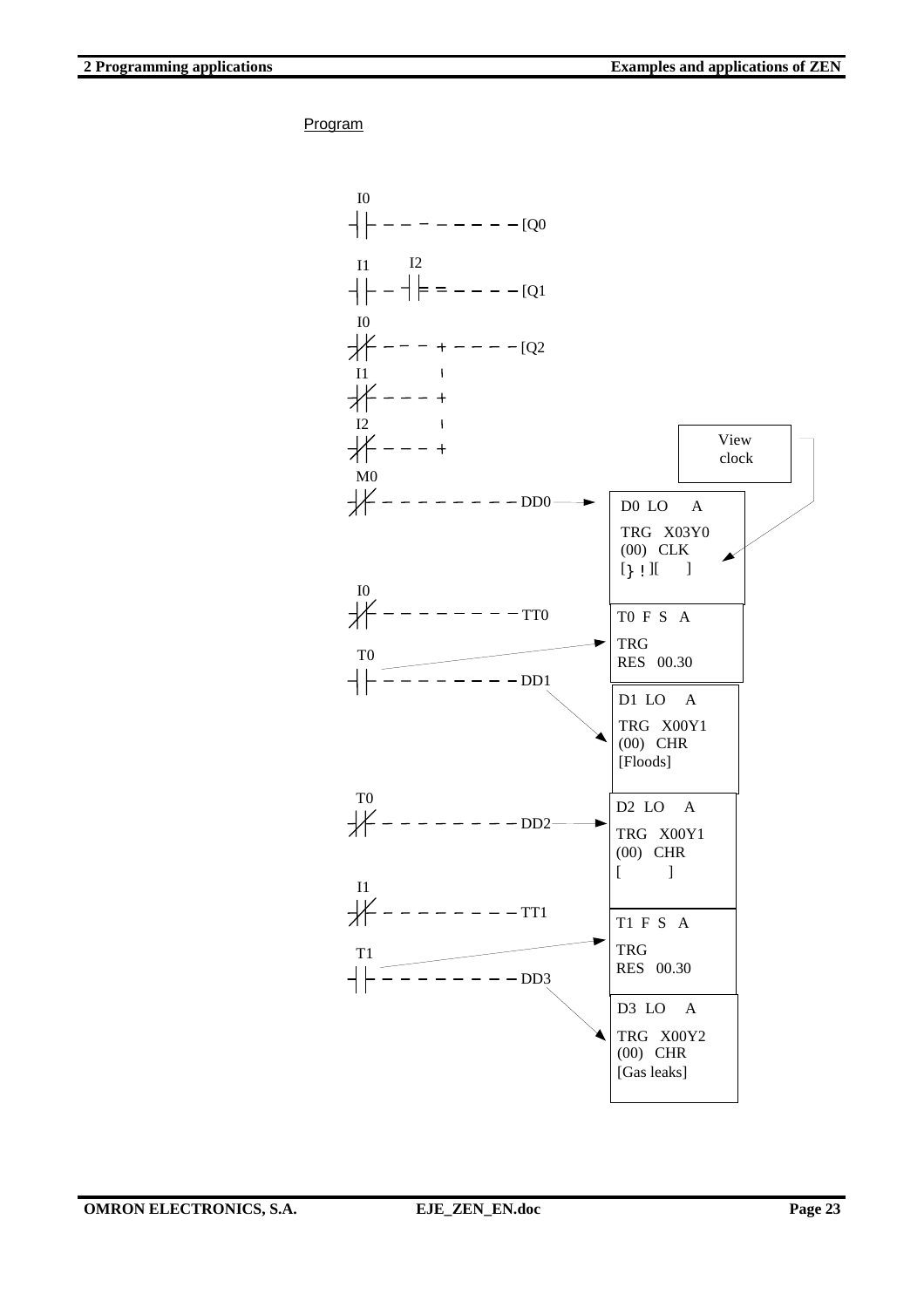Program

```
I0
-| |-----------------[Q0

I1     I2
-| |---| |-----------[Q1

I0
-|/|--------+--------[Q2
I1          |
-|/|--------+
I2          |
-|/|--------+

M0
-|/|-----------------DD0 ---->  D0  LO    A
                                TRG   X03Y0
                                (00)  CLK
                                [} ! ][    ]      <---- View clock

I0
-|/|-----------------TT0        T0  F  S   A
                                TRG
T0                              RES   00.30
-| |-----------------DD1
                                D1  LO    A
                                TRG   X00Y1
                                (00)  CHR
                                [Floods]

T0
-|/|-----------------DD2 ---->  D2  LO    A
                                TRG   X00Y1
                                (00)  CHR
                                [          ]

I1
-|/|-----------------TT1        T1  F  S   A
                                TRG
T1                              RES   00.30
-| |-----------------DD3
                                D3  LO    A
                                TRG   X00Y2
                                (00)  CHR
                                [Gas leaks]
```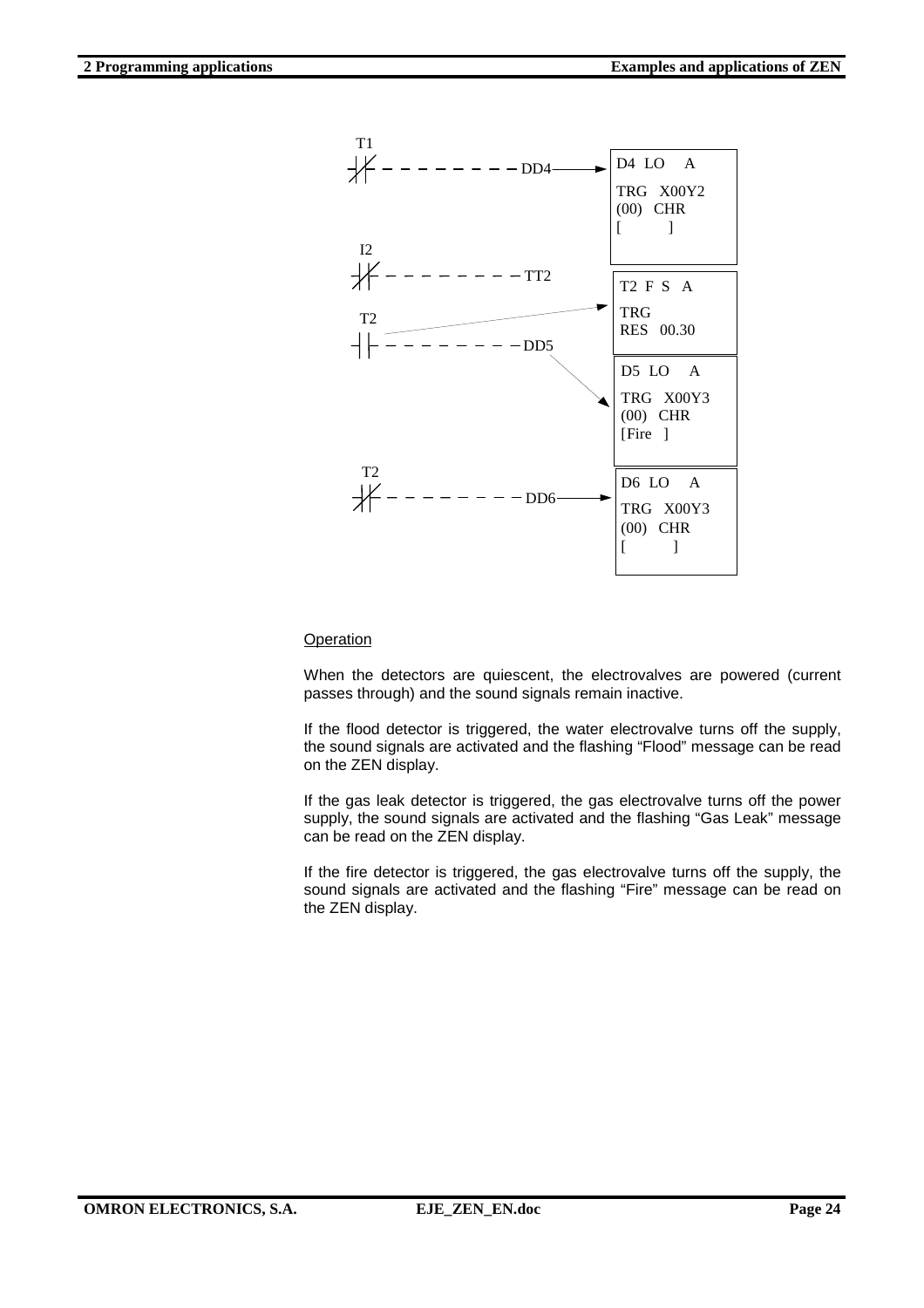```
T1
-|/|- - - - - - - - - DD4 ----> | D4  LO    A
                                 | TRG   X00Y2
                                 | (00)  CHR
                                 | [          ]

I2
-|/|- - - - - - - - - TT2        | T2  F  S   A
                                 | TRG
T2                               | RES   00.30
-| |- - - - - - - - - DD5
                                 | D5  LO    A
                                 | TRG   X00Y3
                                 | (00)  CHR
                                 | [Fire   ]

T2
-|/|- - - - - - - - - DD6 ----> | D6  LO    A
                                 | TRG   X00Y3
                                 | (00)  CHR
                                 | [          ]
```

Operation

When the detectors are quiescent, the electrovalves are powered (current passes through) and the sound signals remain inactive.

If the flood detector is triggered, the water electrovalve turns off the supply, the sound signals are activated and the flashing “Flood” message can be read on the ZEN display.

If the gas leak detector is triggered, the gas electrovalve turns off the power supply, the sound signals are activated and the flashing “Gas Leak” message can be read on the ZEN display.

If the fire detector is triggered, the gas electrovalve turns off the supply, the sound signals are activated and the flashing “Fire” message can be read on the ZEN display.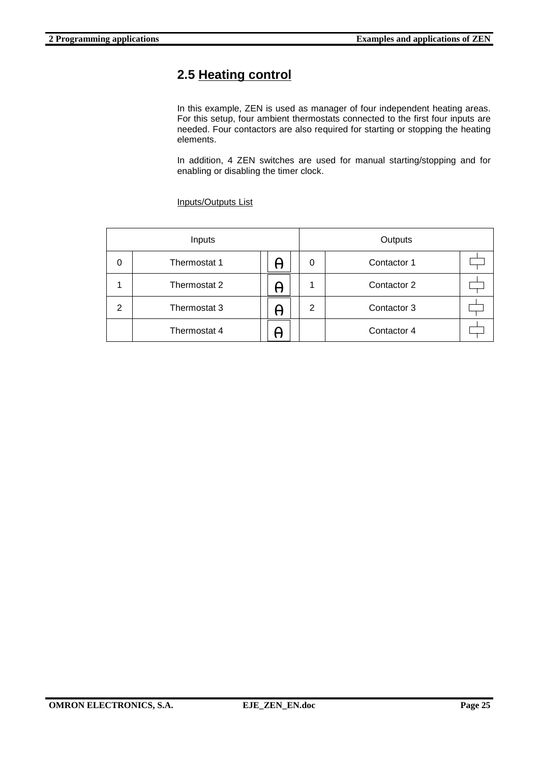## 2.5 Heating control

In this example, ZEN is used as manager of four independent heating areas. For this setup, four ambient thermostats connected to the first four inputs are needed. Four contactors are also required for starting or stopping the heating elements.

In addition, 4 ZEN switches are used for manual starting/stopping and for enabling or disabling the timer clock.

Inputs/Outputs List

| Inputs | | | Outputs | | |
|---|---|---|---|---|---|
| 0 | Thermostat 1 | θ | 0 | Contactor 1 | |
| 1 | Thermostat 2 | θ | 1 | Contactor 2 | |
| 2 | Thermostat 3 | θ | 2 | Contactor 3 | |
| | Thermostat 4 | θ | | Contactor 4 | |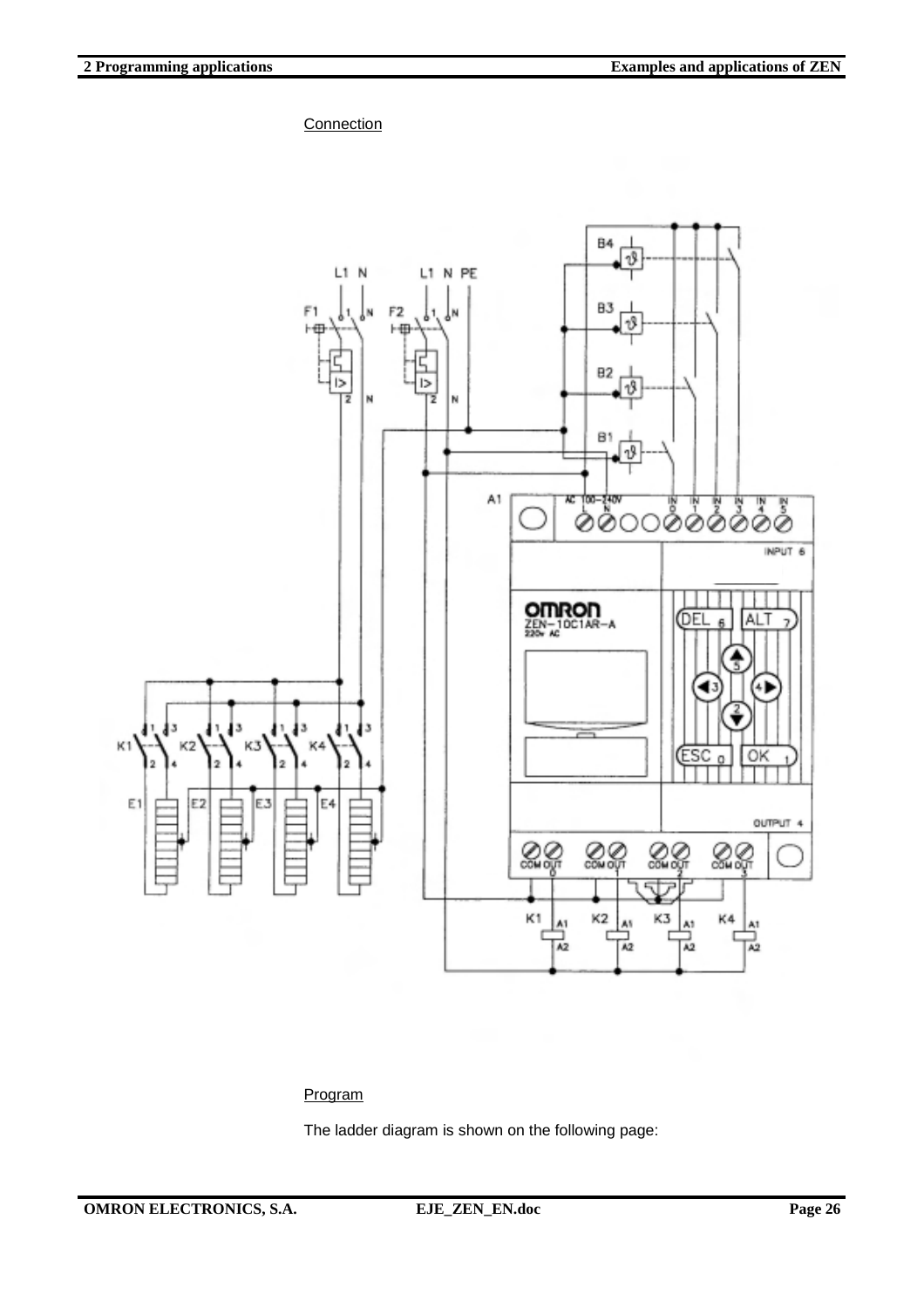Connection

Program

The ladder diagram is shown on the following page: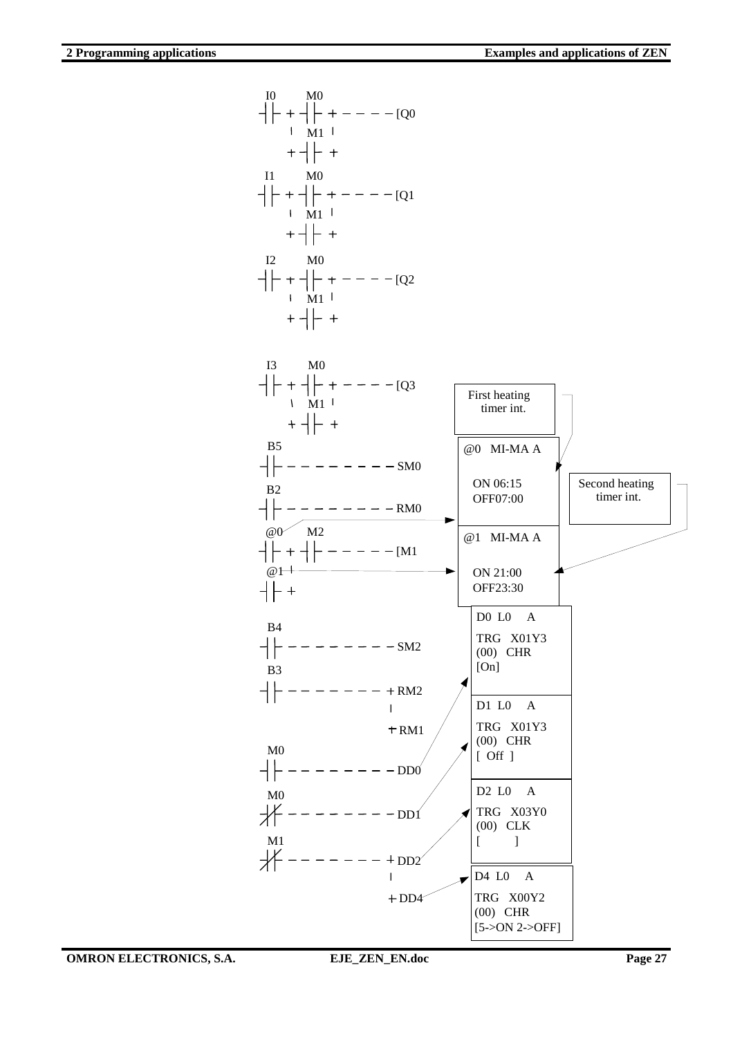```
 I0      M0
-| |-+-| |-+-----[Q0
     |  M1 |
     +-| |-+

 I1      M0
-| |-+-| |-+-----[Q1
     |  M1 |
     +-| |-+

 I2      M0
-| |-+-| |-+-----[Q2
     |  M1 |
     +-| |-+

 I3      M0
-| |-+-| |-+-----[Q3
     |  M1 |
     +-| |-+

 B5
-| |------------SM0

 B2
-| |------------RM0

 @0      M2
-| |-+-| |------[M1
 @1  |
-| |-+

 B4
-| |------------SM2

 B3
-| |-----------+RM2
               |
               +RM1

 M0
-| |------------DD0

 M0
-|/|------------DD1

 M1
-|/|-----------+DD2
               |
               +DD4
```

First heating timer int.

| @0 MI-MA A |
| --- |
| ON 06:15 |
| OFF07:00 |

Second heating timer int.

| @1 MI-MA A |
| --- |
| ON 21:00 |
| OFF23:30 |

| D0 L0 A |
| --- |
| TRG X01Y3 |
| (00) CHR |
| [On] |

| D1 L0 A |
| --- |
| TRG X01Y3 |
| (00) CHR |
| [ Off ] |

| D2 L0 A |
| --- |
| TRG X03Y0 |
| (00) CLK |
| [ ] |

| D4 L0 A |
| --- |
| TRG X00Y2 |
| (00) CHR |
| [5->ON 2->OFF] |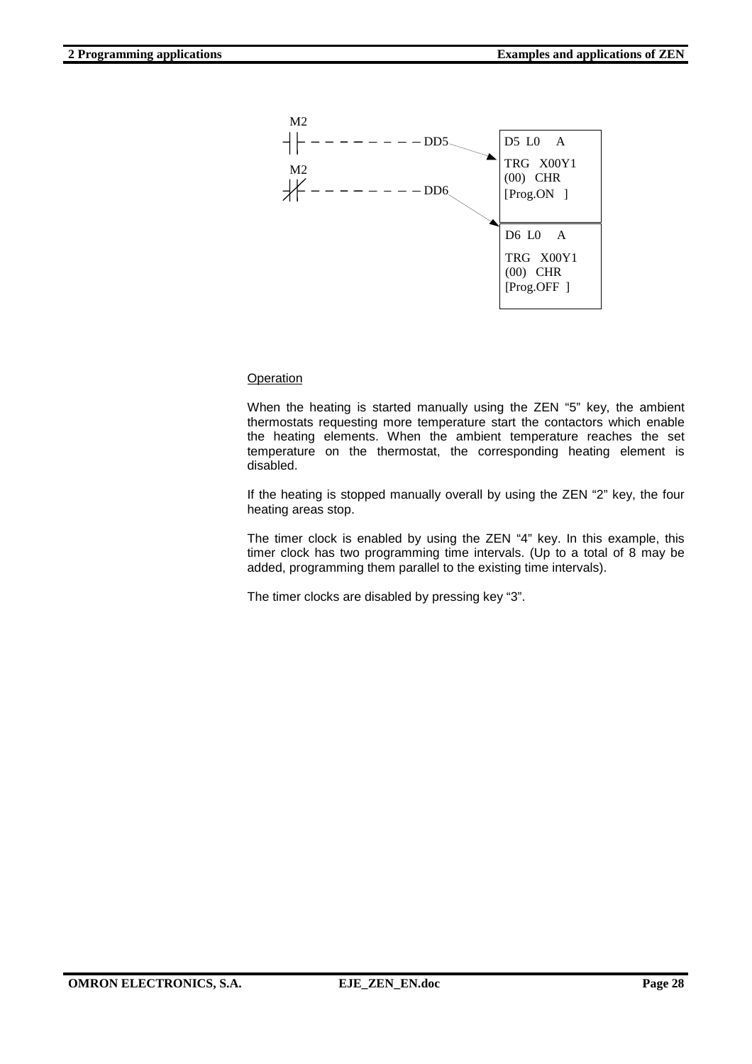```
M2
─┤ ├─ ─ ─ ─ ─ ─ ─ ─ DD5  ──►  D5  L0    A
                               TRG   X00Y1
M2                             (00)   CHR
─┤/├─ ─ ─ ─ ─ ─ ─ ─ DD6        [Prog.ON   ]
                    │
                    └──────►  D6  L0    A
                               TRG   X00Y1
                               (00)   CHR
                               [Prog.OFF  ]
```

Operation

When the heating is started manually using the ZEN “5” key, the ambient thermostats requesting more temperature start the contactors which enable the heating elements. When the ambient temperature reaches the set temperature on the thermostat, the corresponding heating element is disabled.

If the heating is stopped manually overall by using the ZEN “2” key, the four heating areas stop.

The timer clock is enabled by using the ZEN “4” key. In this example, this timer clock has two programming time intervals. (Up to a total of 8 may be added, programming them parallel to the existing time intervals).

The timer clocks are disabled by pressing key “3”.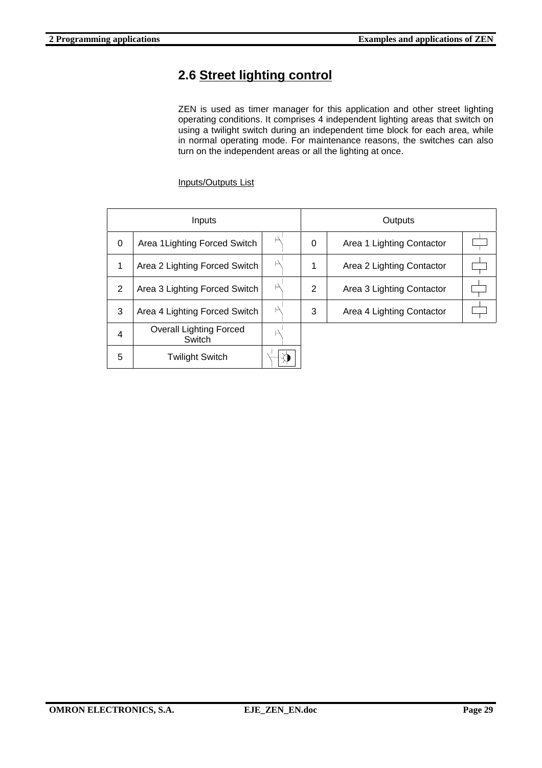## 2.6 Street lighting control

ZEN is used as timer manager for this application and other street lighting operating conditions. It comprises 4 independent lighting areas that switch on using a twilight switch during an independent time block for each area, while in normal operating mode. For maintenance reasons, the switches can also turn on the independent areas or all the lighting at once.

Inputs/Outputs List

| Inputs | | | Outputs | | |
|---|---|---|---|---|---|
| 0 | Area 1Lighting Forced Switch | | 0 | Area 1 Lighting Contactor | |
| 1 | Area 2 Lighting Forced Switch | | 1 | Area 2 Lighting Contactor | |
| 2 | Area 3 Lighting Forced Switch | | 2 | Area 3 Lighting Contactor | |
| 3 | Area 4 Lighting Forced Switch | | 3 | Area 4 Lighting Contactor | |
| 4 | Overall Lighting Forced Switch | | | | |
| 5 | Twilight Switch | | | | |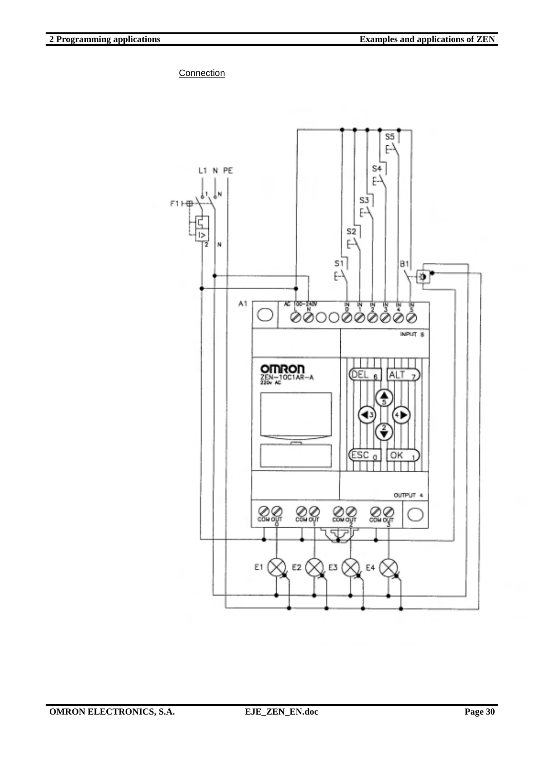Connection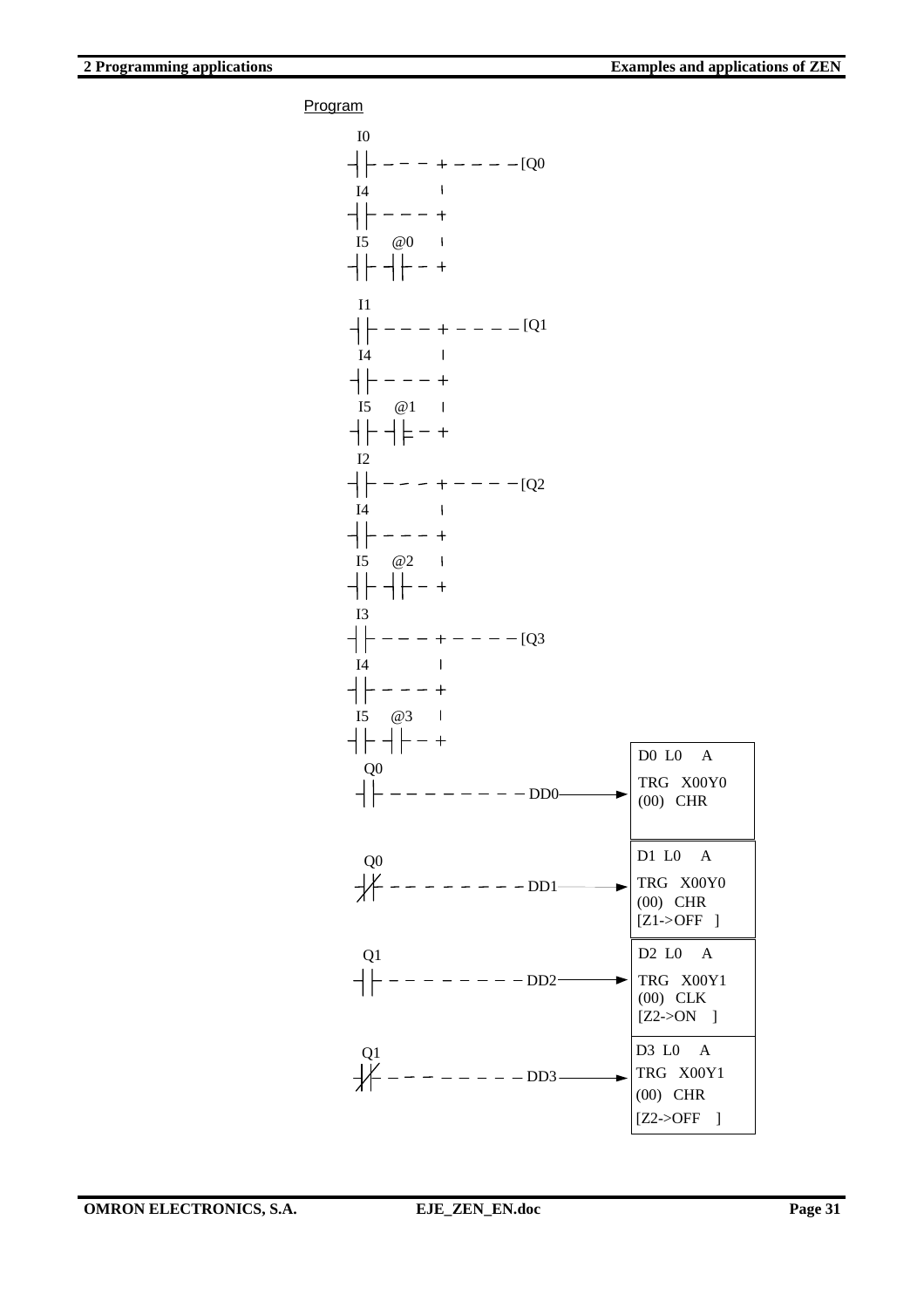Program

```
I0
-| |----+----[Q0
I4      |
-| |----+
I5  @0  |
-| |-| |-+

I1
-| |----+----[Q1
I4      |
-| |----+
I5  @1  |
-| |-| |-+

I2
-| |----+----[Q2
I4      |
-| |----+
I5  @2  |
-| |-| |-+

I3
-| |----+----[Q3
I4      |
-| |----+
I5  @3  |
-| |-| |-+

Q0
-| |-----------DD0 --> D0 L0  A
                       TRG  X00Y0
                       (00) CHR

Q0
-|/|-----------DD1 --> D1 L0  A
                       TRG  X00Y0
                       (00) CHR
                       [Z1->OFF  ]

Q1
-| |-----------DD2 --> D2 L0  A
                       TRG  X00Y1
                       (00) CLK
                       [Z2->ON   ]

Q1
-|/|-----------DD3 --> D3 L0  A
                       TRG  X00Y1
                       (00) CHR
                       [Z2->OFF  ]
```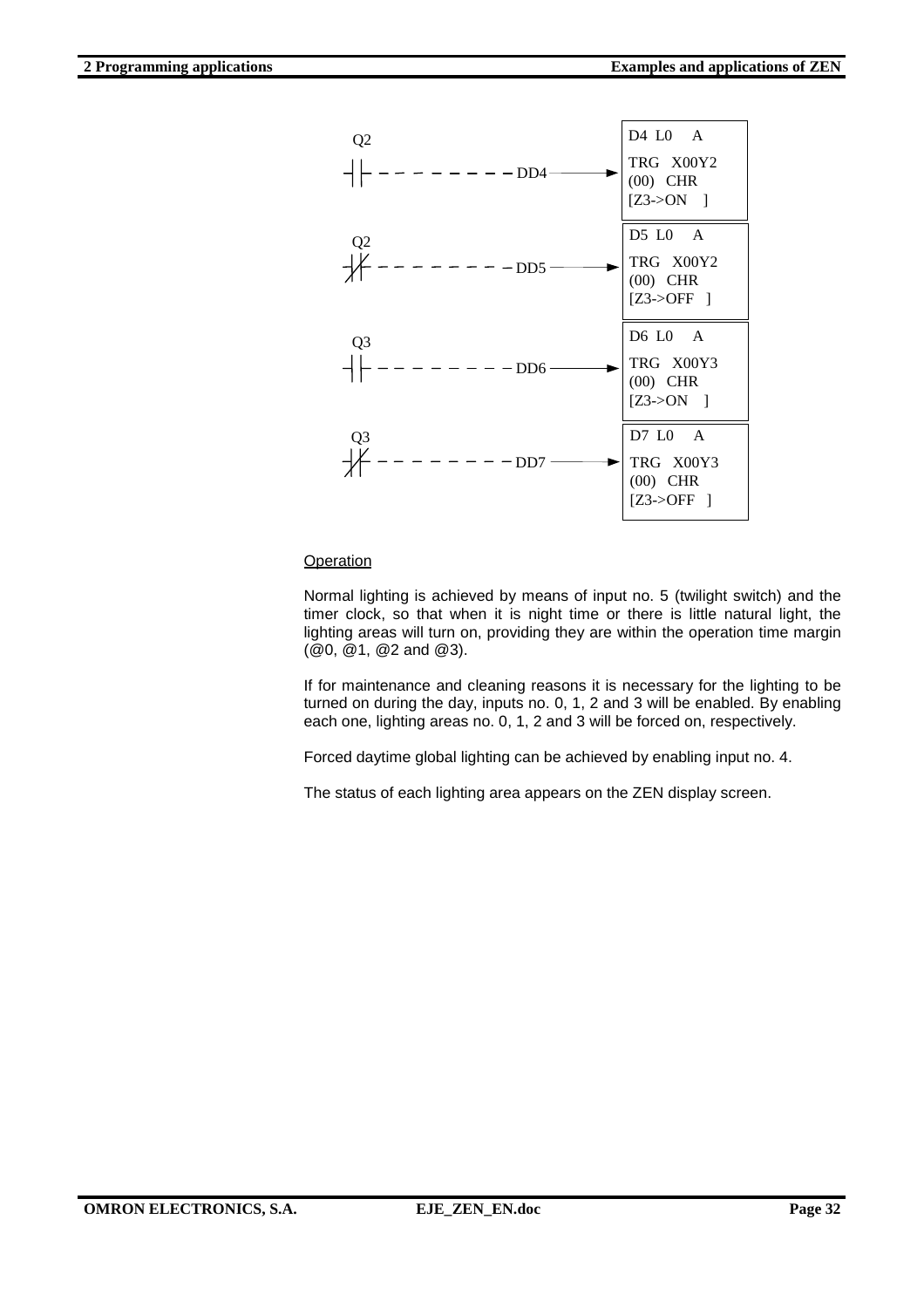Q2

DD4 → D4 L0 A
TRG X00Y2
(00) CHR
[Z3->ON ]

Q2

DD5 → D5 L0 A
TRG X00Y2
(00) CHR
[Z3->OFF ]

Q3

DD6 → D6 L0 A
TRG X00Y3
(00) CHR
[Z3->ON ]

Q3

DD7 → D7 L0 A
TRG X00Y3
(00) CHR
[Z3->OFF ]

Operation

Normal lighting is achieved by means of input no. 5 (twilight switch) and the timer clock, so that when it is night time or there is little natural light, the lighting areas will turn on, providing they are within the operation time margin (@0, @1, @2 and @3).

If for maintenance and cleaning reasons it is necessary for the lighting to be turned on during the day, inputs no. 0, 1, 2 and 3 will be enabled. By enabling each one, lighting areas no. 0, 1, 2 and 3 will be forced on, respectively.

Forced daytime global lighting can be achieved by enabling input no. 4.

The status of each lighting area appears on the ZEN display screen.